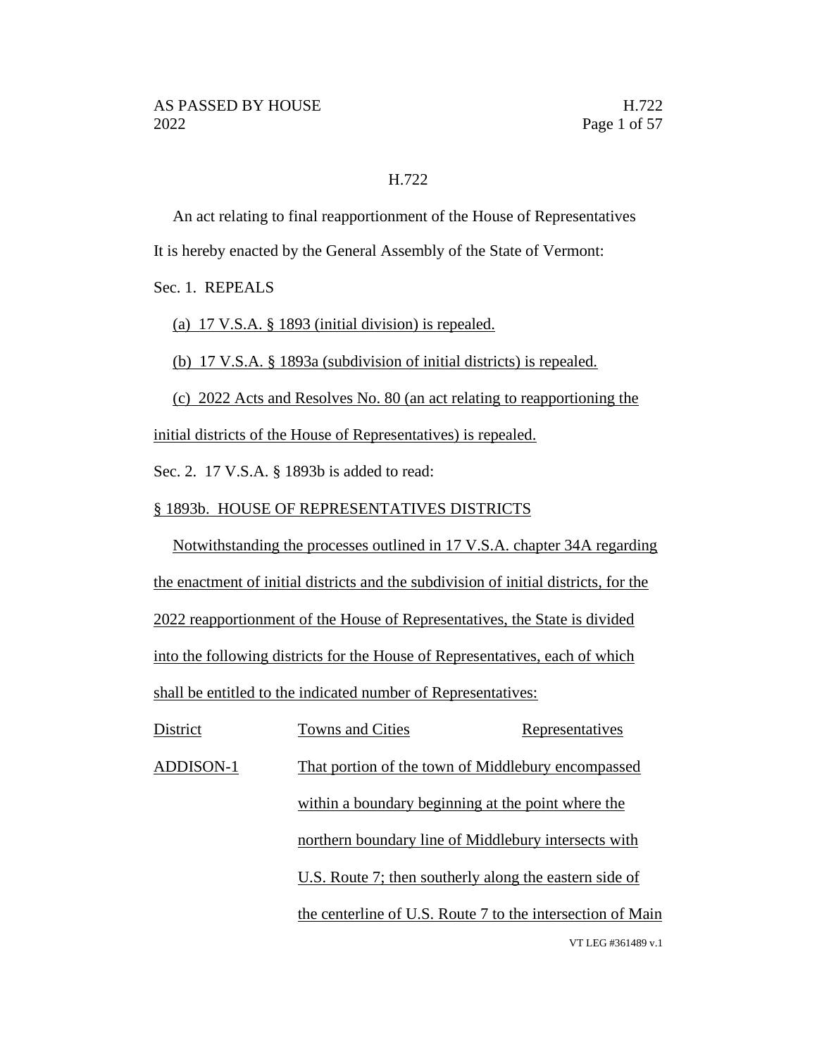H.722

An act relating to final reapportionment of the House of Representatives

It is hereby enacted by the General Assembly of the State of Vermont:

Sec. 1. REPEALS

(a) 17 V.S.A. § 1893 (initial division) is repealed.

(b) 17 V.S.A. § 1893a (subdivision of initial districts) is repealed.

(c) 2022 Acts and Resolves No. 80 (an act relating to reapportioning the initial districts of the House of Representatives) is repealed.

Sec. 2. 17 V.S.A. § 1893b is added to read:

§ 1893b. HOUSE OF REPRESENTATIVES DISTRICTS

Notwithstanding the processes outlined in 17 V.S.A. chapter 34A regarding the enactment of initial districts and the subdivision of initial districts, for the 2022 reapportionment of the House of Representatives, the State is divided into the following districts for the House of Representatives, each of which shall be entitled to the indicated number of Representatives:

| District | Towns and Cities | Representatives |
|---|---|---|
| ADDISON-1 | That portion of the town of Middlebury encompassed within a boundary beginning at the point where the northern boundary line of Middlebury intersects with U.S. Route 7; then southerly along the eastern side of the centerline of U.S. Route 7 to the intersection of Main | |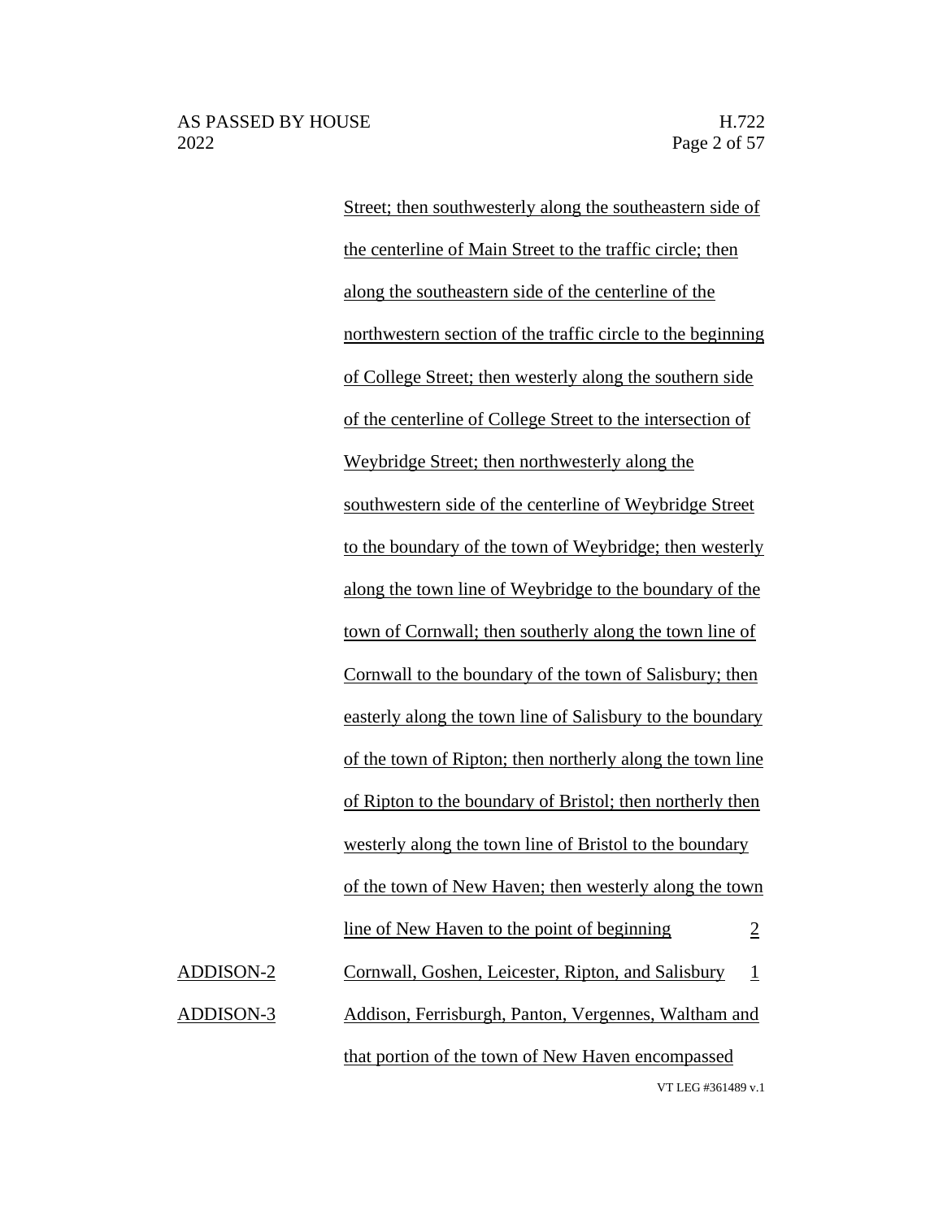| | | |
|---|---|---|
| | Street; then southwesterly along the southeastern side of the centerline of Main Street to the traffic circle; then along the southeastern side of the centerline of the northwestern section of the traffic circle to the beginning of College Street; then westerly along the southern side of the centerline of College Street to the intersection of Weybridge Street; then northwesterly along the southwestern side of the centerline of Weybridge Street to the boundary of the town of Weybridge; then westerly along the town line of Weybridge to the boundary of the town of Cornwall; then southerly along the town line of Cornwall to the boundary of the town of Salisbury; then easterly along the town line of Salisbury to the boundary of the town of Ripton; then northerly along the town line of Ripton to the boundary of Bristol; then northerly then westerly along the town line of Bristol to the boundary of the town of New Haven; then westerly along the town line of New Haven to the point of beginning | 2 |
| ADDISON-2 | Cornwall, Goshen, Leicester, Ripton, and Salisbury | 1 |
| ADDISON-3 | Addison, Ferrisburgh, Panton, Vergennes, Waltham and that portion of the town of New Haven encompassed | |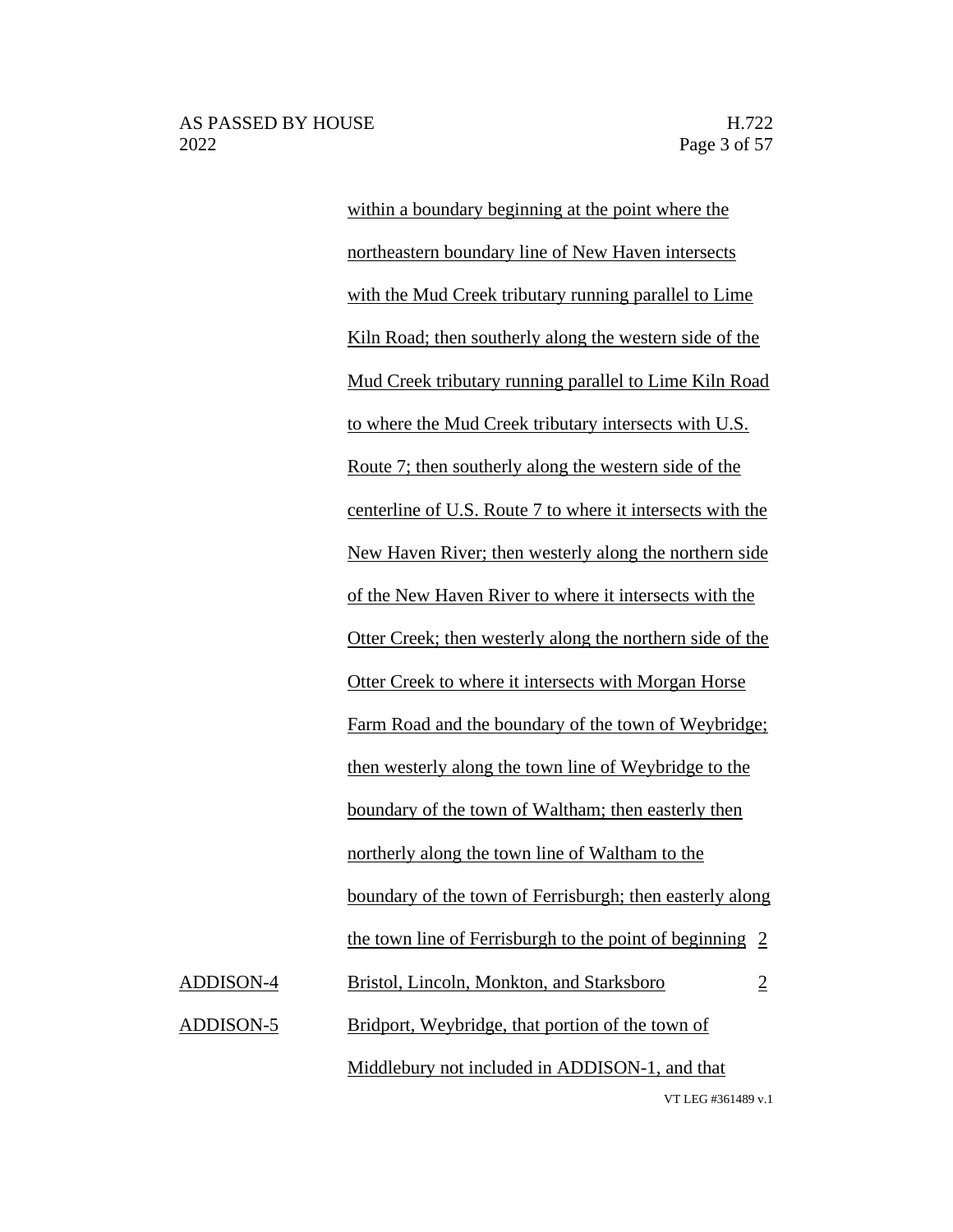| | | |
|---|---|---|
| | within a boundary beginning at the point where the northeastern boundary line of New Haven intersects with the Mud Creek tributary running parallel to Lime Kiln Road; then southerly along the western side of the Mud Creek tributary running parallel to Lime Kiln Road to where the Mud Creek tributary intersects with U.S. Route 7; then southerly along the western side of the centerline of U.S. Route 7 to where it intersects with the New Haven River; then westerly along the northern side of the New Haven River to where it intersects with the Otter Creek; then westerly along the northern side of the Otter Creek to where it intersects with Morgan Horse Farm Road and the boundary of the town of Weybridge; then westerly along the town line of Weybridge to the boundary of the town of Waltham; then easterly then northerly along the town line of Waltham to the boundary of the town of Ferrisburgh; then easterly along the town line of Ferrisburgh to the point of beginning | 2 |
| ADDISON-4 | Bristol, Lincoln, Monkton, and Starksboro | 2 |
| ADDISON-5 | Bridport, Weybridge, that portion of the town of Middlebury not included in ADDISON-1, and that | |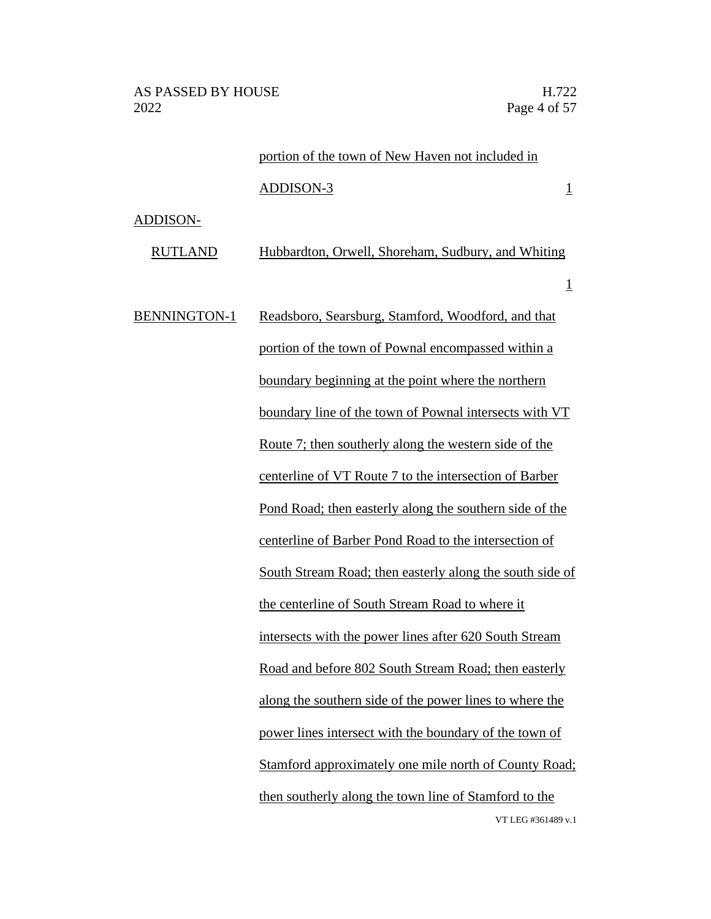| | | |
|---|---|---|
| | portion of the town of New Haven not included in ADDISON-3 | 1 |
| ADDISON-RUTLAND | Hubbardton, Orwell, Shoreham, Sudbury, and Whiting | 1 |
| BENNINGTON-1 | Readsboro, Searsburg, Stamford, Woodford, and that portion of the town of Pownal encompassed within a boundary beginning at the point where the northern boundary line of the town of Pownal intersects with VT Route 7; then southerly along the western side of the centerline of VT Route 7 to the intersection of Barber Pond Road; then easterly along the southern side of the centerline of Barber Pond Road to the intersection of South Stream Road; then easterly along the south side of the centerline of South Stream Road to where it intersects with the power lines after 620 South Stream Road and before 802 South Stream Road; then easterly along the southern side of the power lines to where the power lines intersect with the boundary of the town of Stamford approximately one mile north of County Road; then southerly along the town line of Stamford to the | |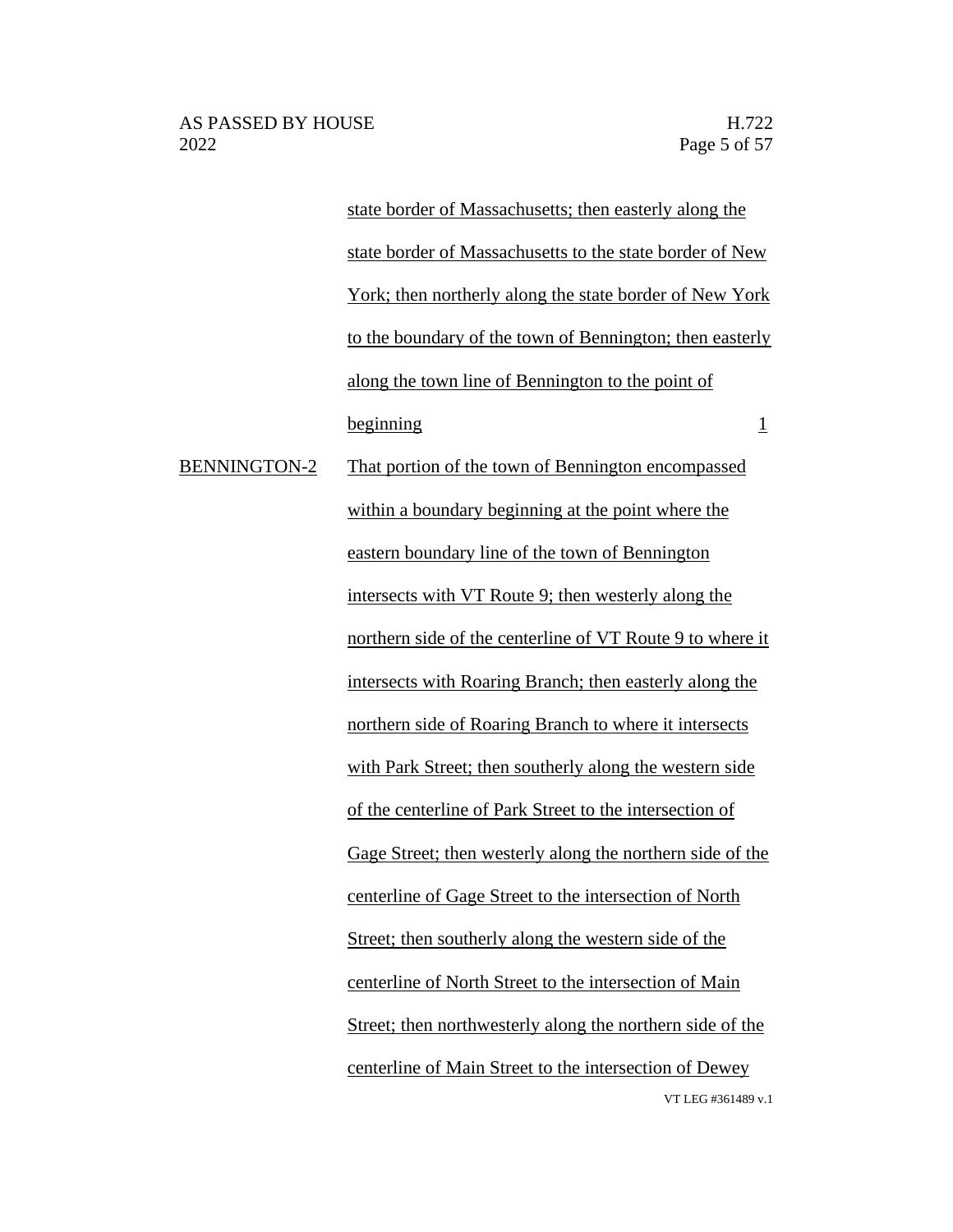| | | |
|---|---|---|
| | state border of Massachusetts; then easterly along the state border of Massachusetts to the state border of New York; then northerly along the state border of New York to the boundary of the town of Bennington; then easterly along the town line of Bennington to the point of beginning | 1 |
| BENNINGTON-2 | That portion of the town of Bennington encompassed within a boundary beginning at the point where the eastern boundary line of the town of Bennington intersects with VT Route 9; then westerly along the northern side of the centerline of VT Route 9 to where it intersects with Roaring Branch; then easterly along the northern side of Roaring Branch to where it intersects with Park Street; then southerly along the western side of the centerline of Park Street to the intersection of Gage Street; then westerly along the northern side of the centerline of Gage Street to the intersection of North Street; then southerly along the western side of the centerline of North Street to the intersection of Main Street; then northwesterly along the northern side of the centerline of Main Street to the intersection of Dewey | |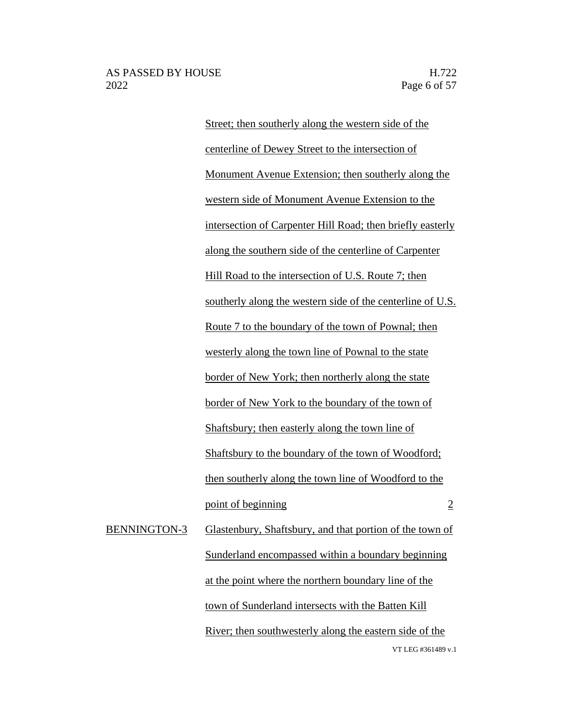| | | |
|---|---|---|
| | Street; then southerly along the western side of the centerline of Dewey Street to the intersection of Monument Avenue Extension; then southerly along the western side of Monument Avenue Extension to the intersection of Carpenter Hill Road; then briefly easterly along the southern side of the centerline of Carpenter Hill Road to the intersection of U.S. Route 7; then southerly along the western side of the centerline of U.S. Route 7 to the boundary of the town of Pownal; then westerly along the town line of Pownal to the state border of New York; then northerly along the state border of New York to the boundary of the town of Shaftsbury; then easterly along the town line of Shaftsbury to the boundary of the town of Woodford; then southerly along the town line of Woodford to the point of beginning | 2 |
| BENNINGTON-3 | Glastenbury, Shaftsbury, and that portion of the town of Sunderland encompassed within a boundary beginning at the point where the northern boundary line of the town of Sunderland intersects with the Batten Kill River; then southwesterly along the eastern side of the | |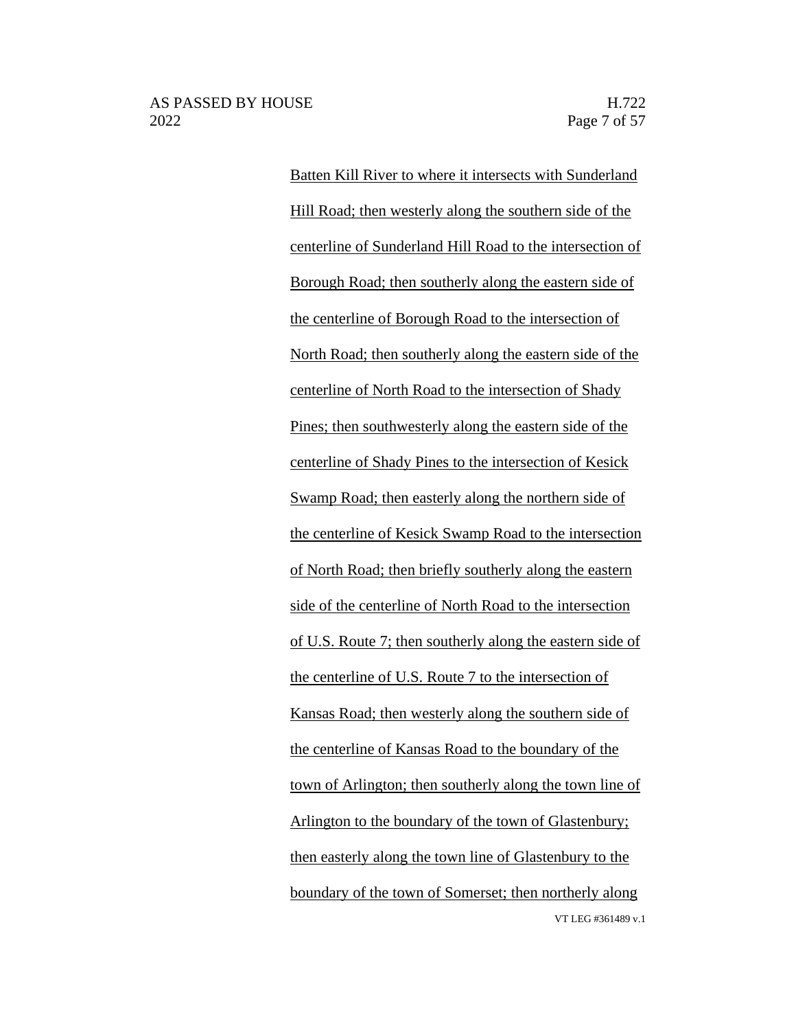Batten Kill River to where it intersects with Sunderland Hill Road; then westerly along the southern side of the centerline of Sunderland Hill Road to the intersection of Borough Road; then southerly along the eastern side of the centerline of Borough Road to the intersection of North Road; then southerly along the eastern side of the centerline of North Road to the intersection of Shady Pines; then southwesterly along the eastern side of the centerline of Shady Pines to the intersection of Kesick Swamp Road; then easterly along the northern side of the centerline of Kesick Swamp Road to the intersection of North Road; then briefly southerly along the eastern side of the centerline of North Road to the intersection of U.S. Route 7; then southerly along the eastern side of the centerline of U.S. Route 7 to the intersection of Kansas Road; then westerly along the southern side of the centerline of Kansas Road to the boundary of the town of Arlington; then southerly along the town line of Arlington to the boundary of the town of Glastenbury; then easterly along the town line of Glastenbury to the boundary of the town of Somerset; then northerly along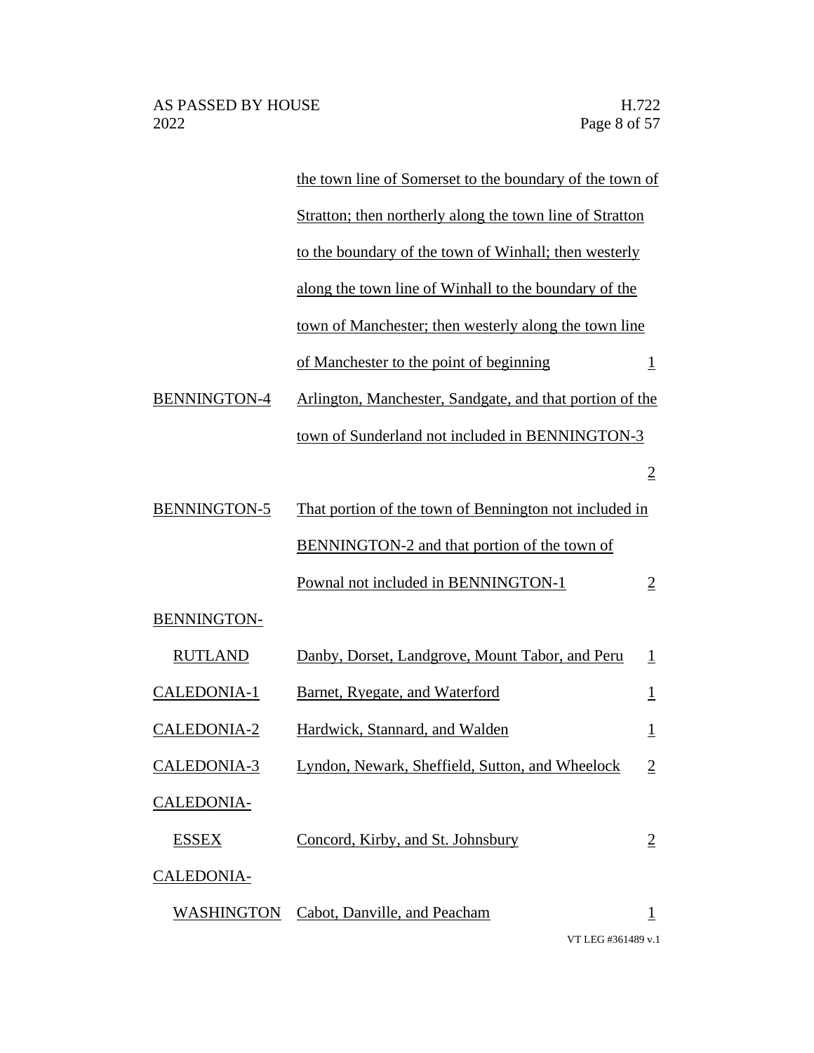| | | |
|---|---|---|
| | the town line of Somerset to the boundary of the town of Stratton; then northerly along the town line of Stratton to the boundary of the town of Winhall; then westerly along the town line of Winhall to the boundary of the town of Manchester; then westerly along the town line of Manchester to the point of beginning | 1 |
| BENNINGTON-4 | Arlington, Manchester, Sandgate, and that portion of the town of Sunderland not included in BENNINGTON-3 | 2 |
| BENNINGTON-5 | That portion of the town of Bennington not included in BENNINGTON-2 and that portion of the town of Pownal not included in BENNINGTON-1 | 2 |
| BENNINGTON-RUTLAND | Danby, Dorset, Landgrove, Mount Tabor, and Peru | 1 |
| CALEDONIA-1 | Barnet, Ryegate, and Waterford | 1 |
| CALEDONIA-2 | Hardwick, Stannard, and Walden | 1 |
| CALEDONIA-3 | Lyndon, Newark, Sheffield, Sutton, and Wheelock | 2 |
| CALEDONIA-ESSEX | Concord, Kirby, and St. Johnsbury | 2 |
| CALEDONIA-WASHINGTON | Cabot, Danville, and Peacham | 1 |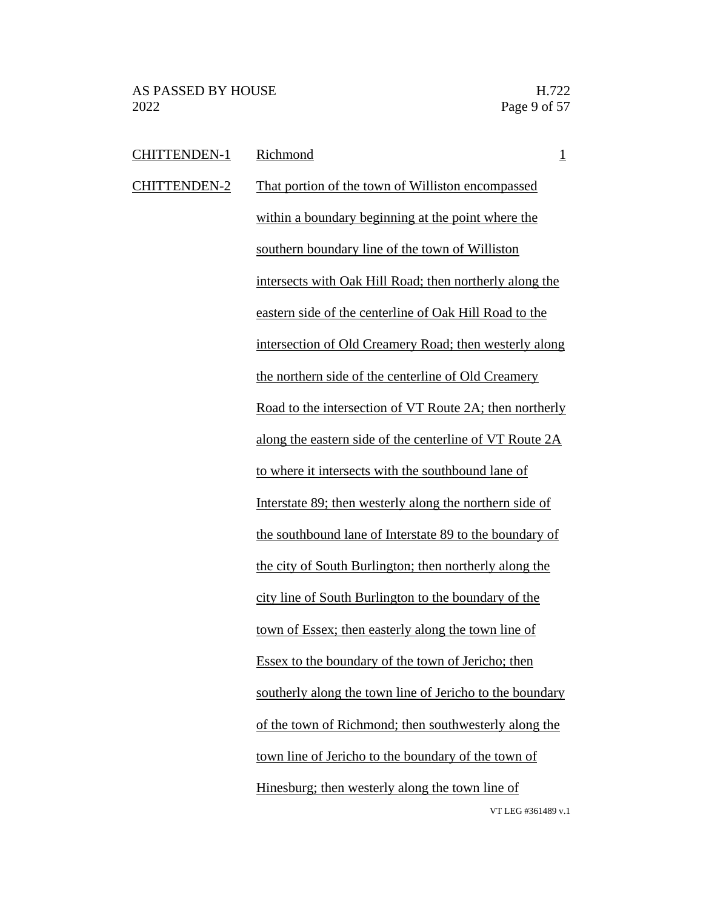| | | |
|---|---|---|
| CHITTENDEN-1 | Richmond | 1 |
| CHITTENDEN-2 | That portion of the town of Williston encompassed within a boundary beginning at the point where the southern boundary line of the town of Williston intersects with Oak Hill Road; then northerly along the eastern side of the centerline of Oak Hill Road to the intersection of Old Creamery Road; then westerly along the northern side of the centerline of Old Creamery Road to the intersection of VT Route 2A; then northerly along the eastern side of the centerline of VT Route 2A to where it intersects with the southbound lane of Interstate 89; then westerly along the northern side of the southbound lane of Interstate 89 to the boundary of the city of South Burlington; then northerly along the city line of South Burlington to the boundary of the town of Essex; then easterly along the town line of Essex to the boundary of the town of Jericho; then southerly along the town line of Jericho to the boundary of the town of Richmond; then southwesterly along the town line of Jericho to the boundary of the town of Hinesburg; then westerly along the town line of | |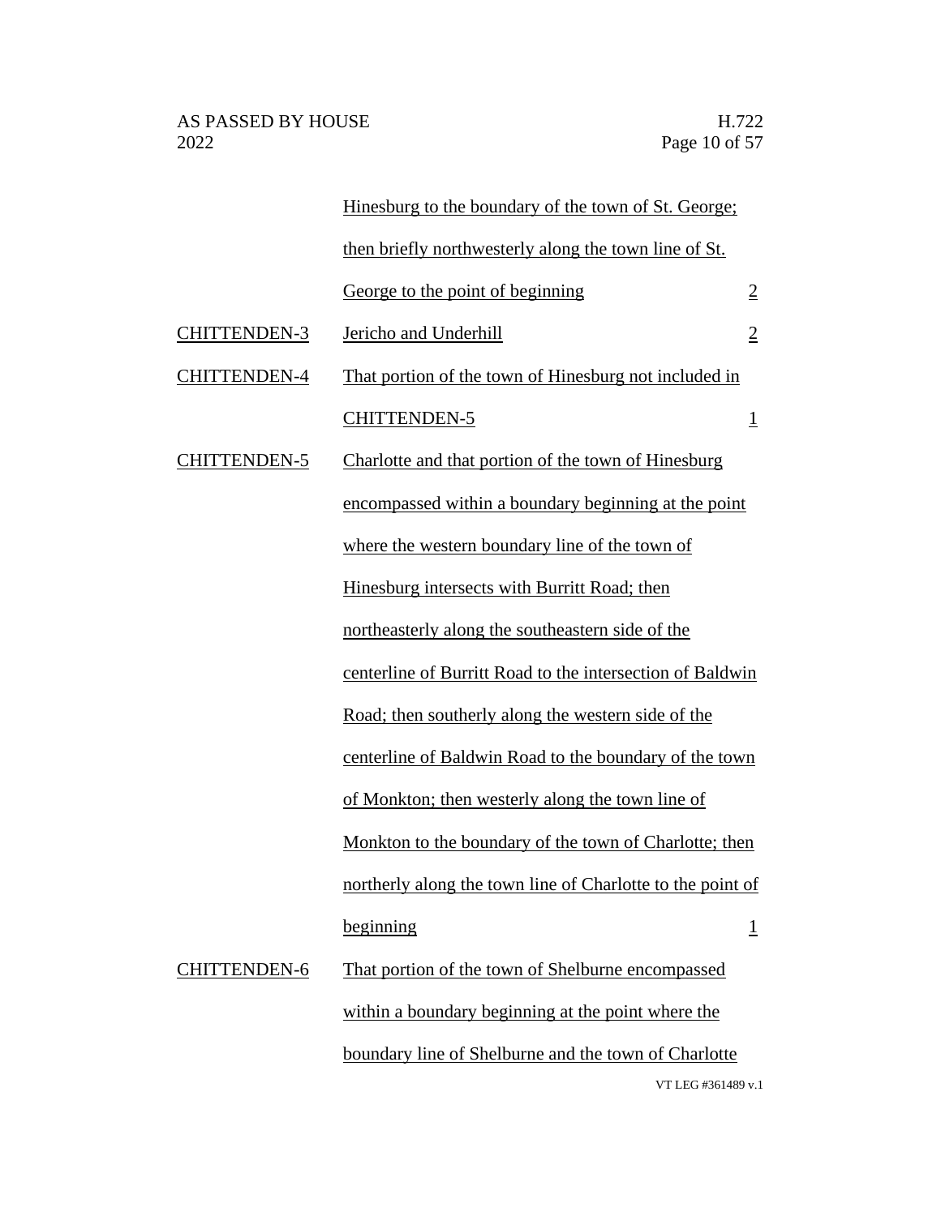| | | |
|---|---|---|
| | Hinesburg to the boundary of the town of St. George; then briefly northwesterly along the town line of St. George to the point of beginning | 2 |
| CHITTENDEN-3 | Jericho and Underhill | 2 |
| CHITTENDEN-4 | That portion of the town of Hinesburg not included in CHITTENDEN-5 | 1 |
| CHITTENDEN-5 | Charlotte and that portion of the town of Hinesburg encompassed within a boundary beginning at the point where the western boundary line of the town of Hinesburg intersects with Burritt Road; then northeasterly along the southeastern side of the centerline of Burritt Road to the intersection of Baldwin Road; then southerly along the western side of the centerline of Baldwin Road to the boundary of the town of Monkton; then westerly along the town line of Monkton to the boundary of the town of Charlotte; then northerly along the town line of Charlotte to the point of beginning | 1 |
| CHITTENDEN-6 | That portion of the town of Shelburne encompassed within a boundary beginning at the point where the boundary line of Shelburne and the town of Charlotte | |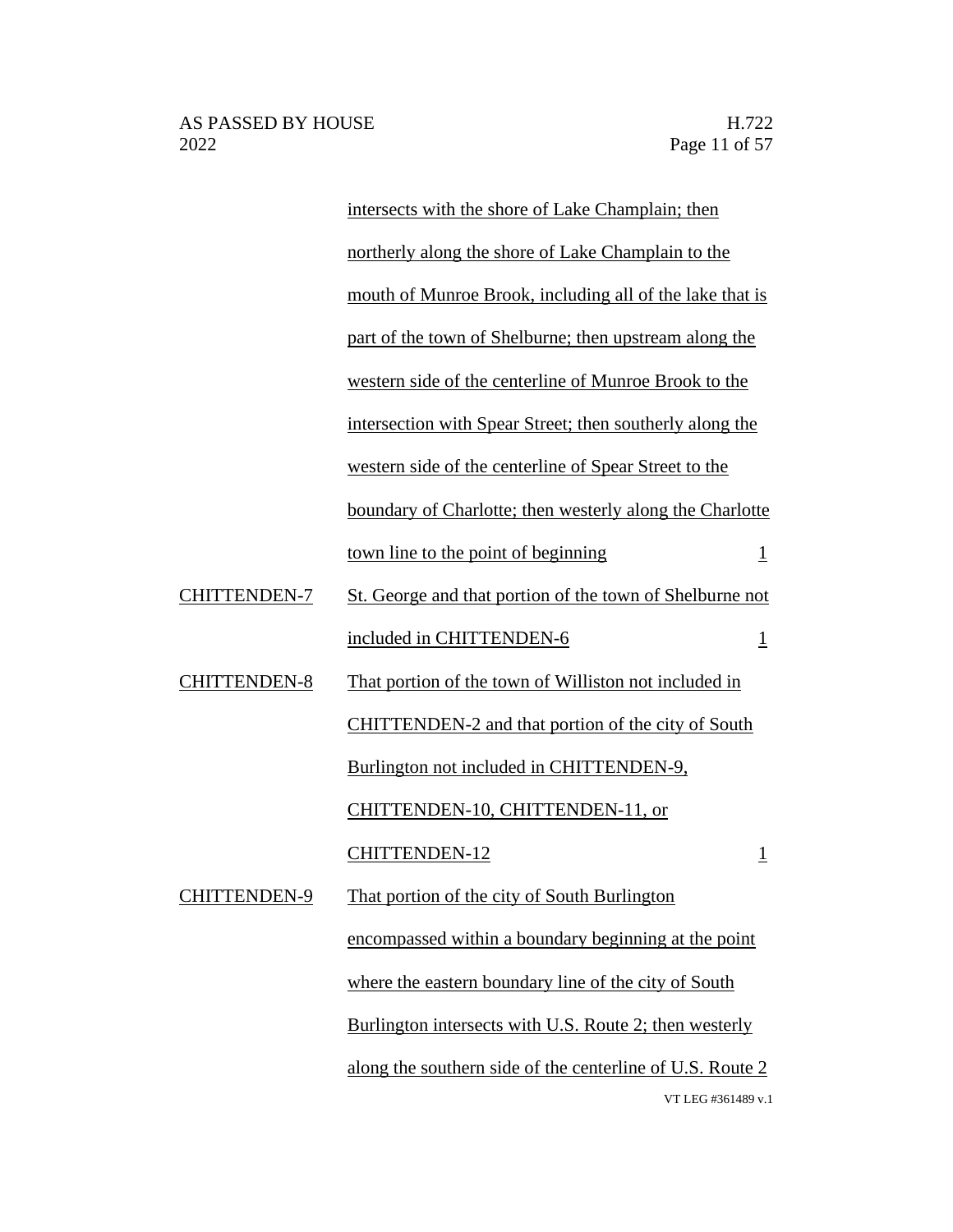| | | |
|---|---|---|
| | intersects with the shore of Lake Champlain; then northerly along the shore of Lake Champlain to the mouth of Munroe Brook, including all of the lake that is part of the town of Shelburne; then upstream along the western side of the centerline of Munroe Brook to the intersection with Spear Street; then southerly along the western side of the centerline of Spear Street to the boundary of Charlotte; then westerly along the Charlotte town line to the point of beginning | 1 |
| CHITTENDEN-7 | St. George and that portion of the town of Shelburne not included in CHITTENDEN-6 | 1 |
| CHITTENDEN-8 | That portion of the town of Williston not included in CHITTENDEN-2 and that portion of the city of South Burlington not included in CHITTENDEN-9, CHITTENDEN-10, CHITTENDEN-11, or CHITTENDEN-12 | 1 |
| CHITTENDEN-9 | That portion of the city of South Burlington encompassed within a boundary beginning at the point where the eastern boundary line of the city of South Burlington intersects with U.S. Route 2; then westerly along the southern side of the centerline of U.S. Route 2 | |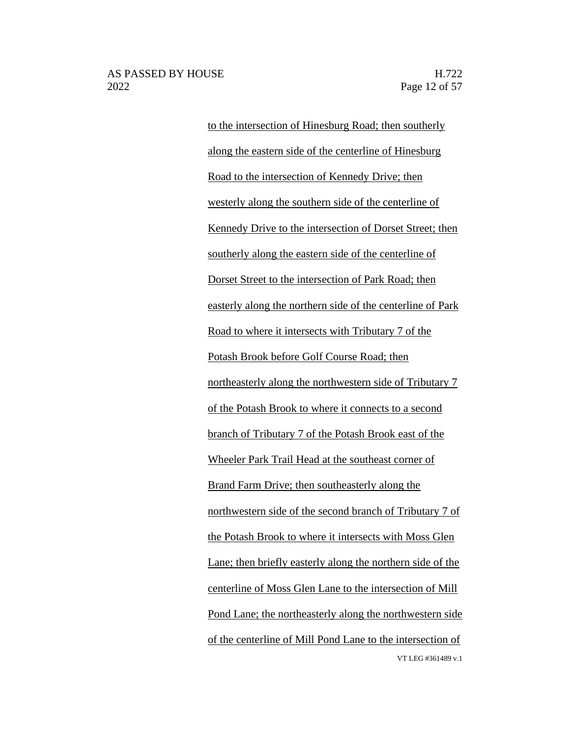to the intersection of Hinesburg Road; then southerly along the eastern side of the centerline of Hinesburg Road to the intersection of Kennedy Drive; then westerly along the southern side of the centerline of Kennedy Drive to the intersection of Dorset Street; then southerly along the eastern side of the centerline of Dorset Street to the intersection of Park Road; then easterly along the northern side of the centerline of Park Road to where it intersects with Tributary 7 of the Potash Brook before Golf Course Road; then northeasterly along the northwestern side of Tributary 7 of the Potash Brook to where it connects to a second branch of Tributary 7 of the Potash Brook east of the Wheeler Park Trail Head at the southeast corner of Brand Farm Drive; then southeasterly along the northwestern side of the second branch of Tributary 7 of the Potash Brook to where it intersects with Moss Glen Lane; then briefly easterly along the northern side of the centerline of Moss Glen Lane to the intersection of Mill Pond Lane; the northeasterly along the northwestern side of the centerline of Mill Pond Lane to the intersection of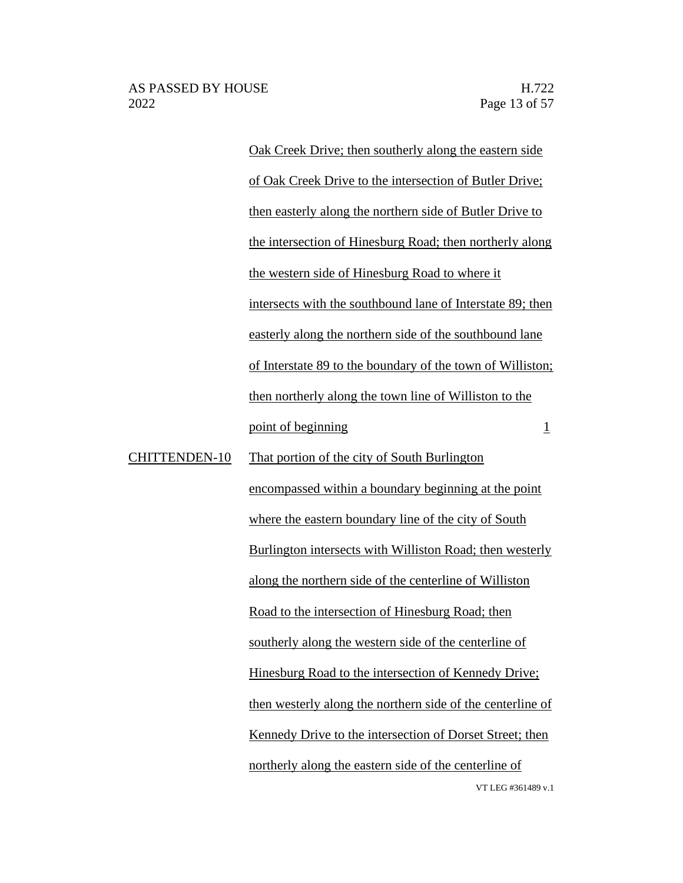|  | Oak Creek Drive; then southerly along the eastern side of Oak Creek Drive to the intersection of Butler Drive; then easterly along the northern side of Butler Drive to the intersection of Hinesburg Road; then northerly along the western side of Hinesburg Road to where it intersects with the southbound lane of Interstate 89; then easterly along the northern side of the southbound lane of Interstate 89 to the boundary of the town of Williston; then northerly along the town line of Williston to the point of beginning | 1 |
| --- | --- | --- |
| CHITTENDEN-10 | That portion of the city of South Burlington encompassed within a boundary beginning at the point where the eastern boundary line of the city of South Burlington intersects with Williston Road; then westerly along the northern side of the centerline of Williston Road to the intersection of Hinesburg Road; then southerly along the western side of the centerline of Hinesburg Road to the intersection of Kennedy Drive; then westerly along the northern side of the centerline of Kennedy Drive to the intersection of Dorset Street; then northerly along the eastern side of the centerline of |  |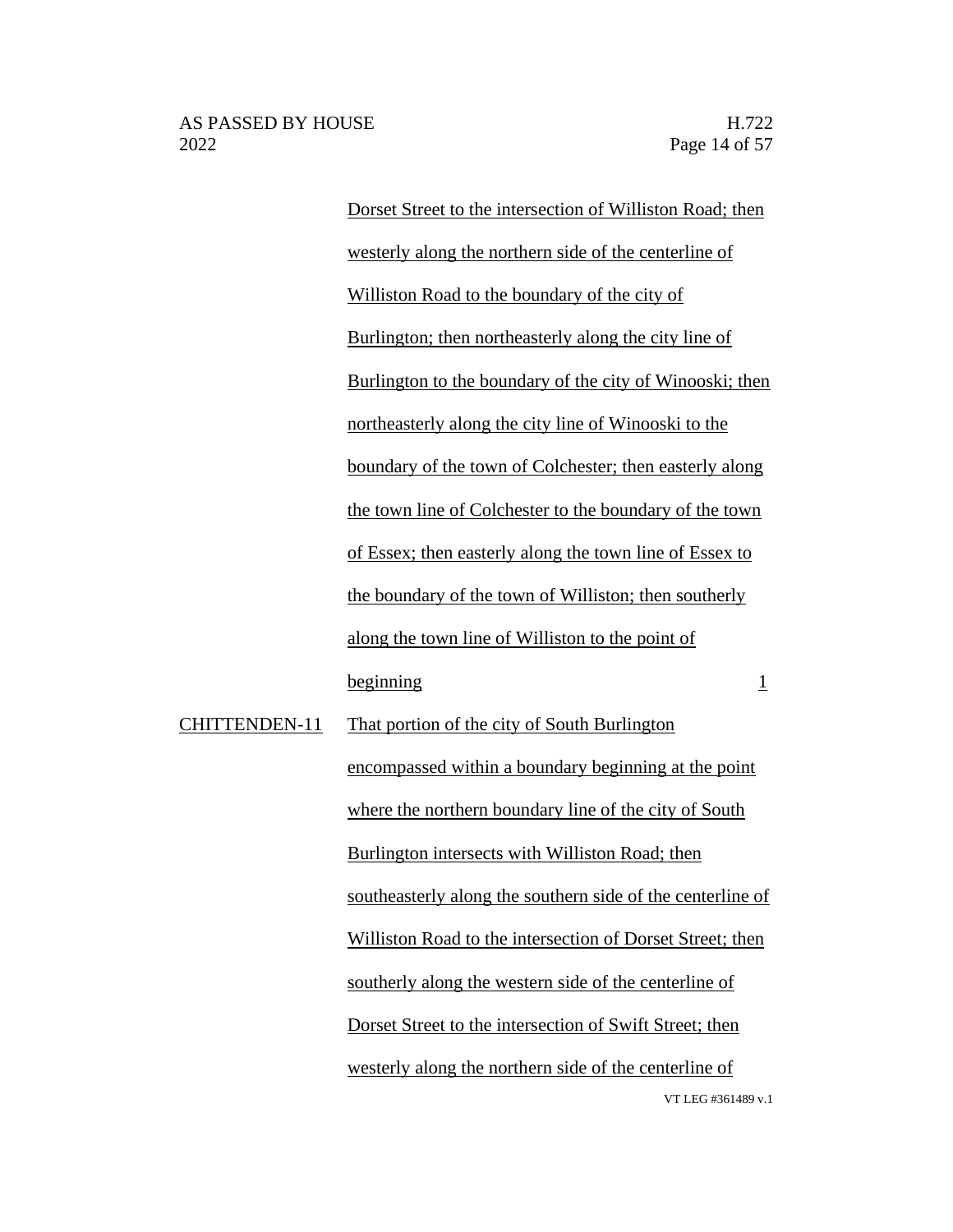| | | |
|---|---|---|
| | Dorset Street to the intersection of Williston Road; then westerly along the northern side of the centerline of Williston Road to the boundary of the city of Burlington; then northeasterly along the city line of Burlington to the boundary of the city of Winooski; then northeasterly along the city line of Winooski to the boundary of the town of Colchester; then easterly along the town line of Colchester to the boundary of the town of Essex; then easterly along the town line of Essex to the boundary of the town of Williston; then southerly along the town line of Williston to the point of beginning | 1 |
| CHITTENDEN-11 | That portion of the city of South Burlington encompassed within a boundary beginning at the point where the northern boundary line of the city of South Burlington intersects with Williston Road; then southeasterly along the southern side of the centerline of Williston Road to the intersection of Dorset Street; then southerly along the western side of the centerline of Dorset Street to the intersection of Swift Street; then westerly along the northern side of the centerline of | |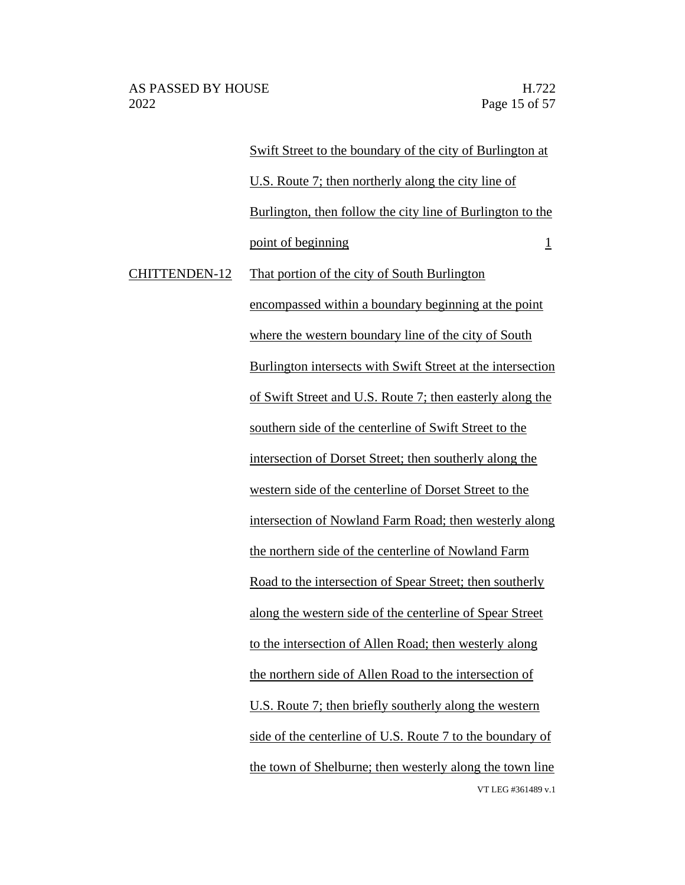| | | |
|---|---|---|
| | Swift Street to the boundary of the city of Burlington at U.S. Route 7; then northerly along the city line of Burlington, then follow the city line of Burlington to the point of beginning | 1 |
| CHITTENDEN-12 | That portion of the city of South Burlington encompassed within a boundary beginning at the point where the western boundary line of the city of South Burlington intersects with Swift Street at the intersection of Swift Street and U.S. Route 7; then easterly along the southern side of the centerline of Swift Street to the intersection of Dorset Street; then southerly along the western side of the centerline of Dorset Street to the intersection of Nowland Farm Road; then westerly along the northern side of the centerline of Nowland Farm Road to the intersection of Spear Street; then southerly along the western side of the centerline of Spear Street to the intersection of Allen Road; then westerly along the northern side of Allen Road to the intersection of U.S. Route 7; then briefly southerly along the western side of the centerline of U.S. Route 7 to the boundary of the town of Shelburne; then westerly along the town line | |

VT LEG #361489 v.1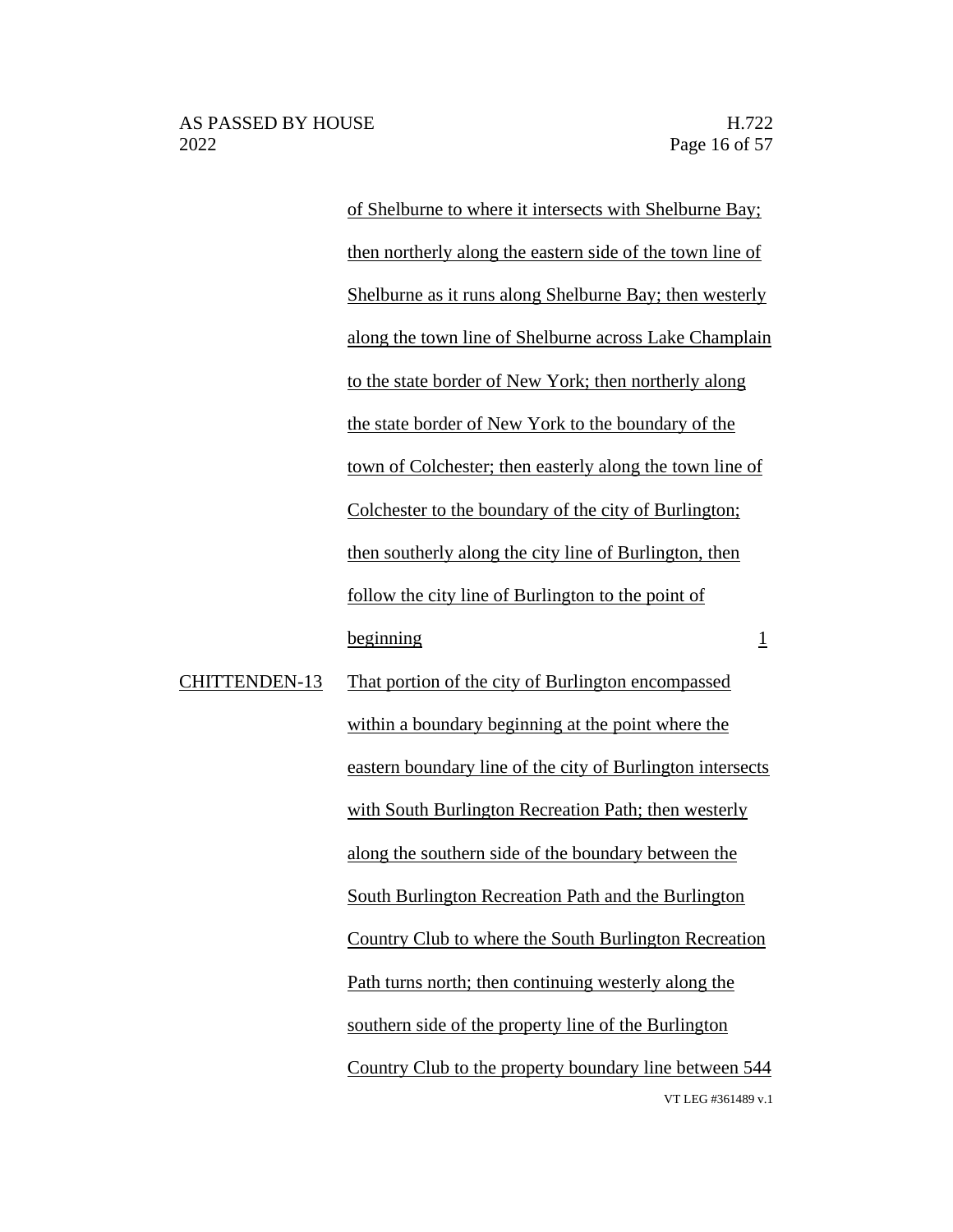| | | |
|---|---|---|
| | of Shelburne to where it intersects with Shelburne Bay; then northerly along the eastern side of the town line of Shelburne as it runs along Shelburne Bay; then westerly along the town line of Shelburne across Lake Champlain to the state border of New York; then northerly along the state border of New York to the boundary of the town of Colchester; then easterly along the town line of Colchester to the boundary of the city of Burlington; then southerly along the city line of Burlington, then follow the city line of Burlington to the point of beginning | 1 |
| CHITTENDEN-13 | That portion of the city of Burlington encompassed within a boundary beginning at the point where the eastern boundary line of the city of Burlington intersects with South Burlington Recreation Path; then westerly along the southern side of the boundary between the South Burlington Recreation Path and the Burlington Country Club to where the South Burlington Recreation Path turns north; then continuing westerly along the southern side of the property line of the Burlington Country Club to the property boundary line between 544 | |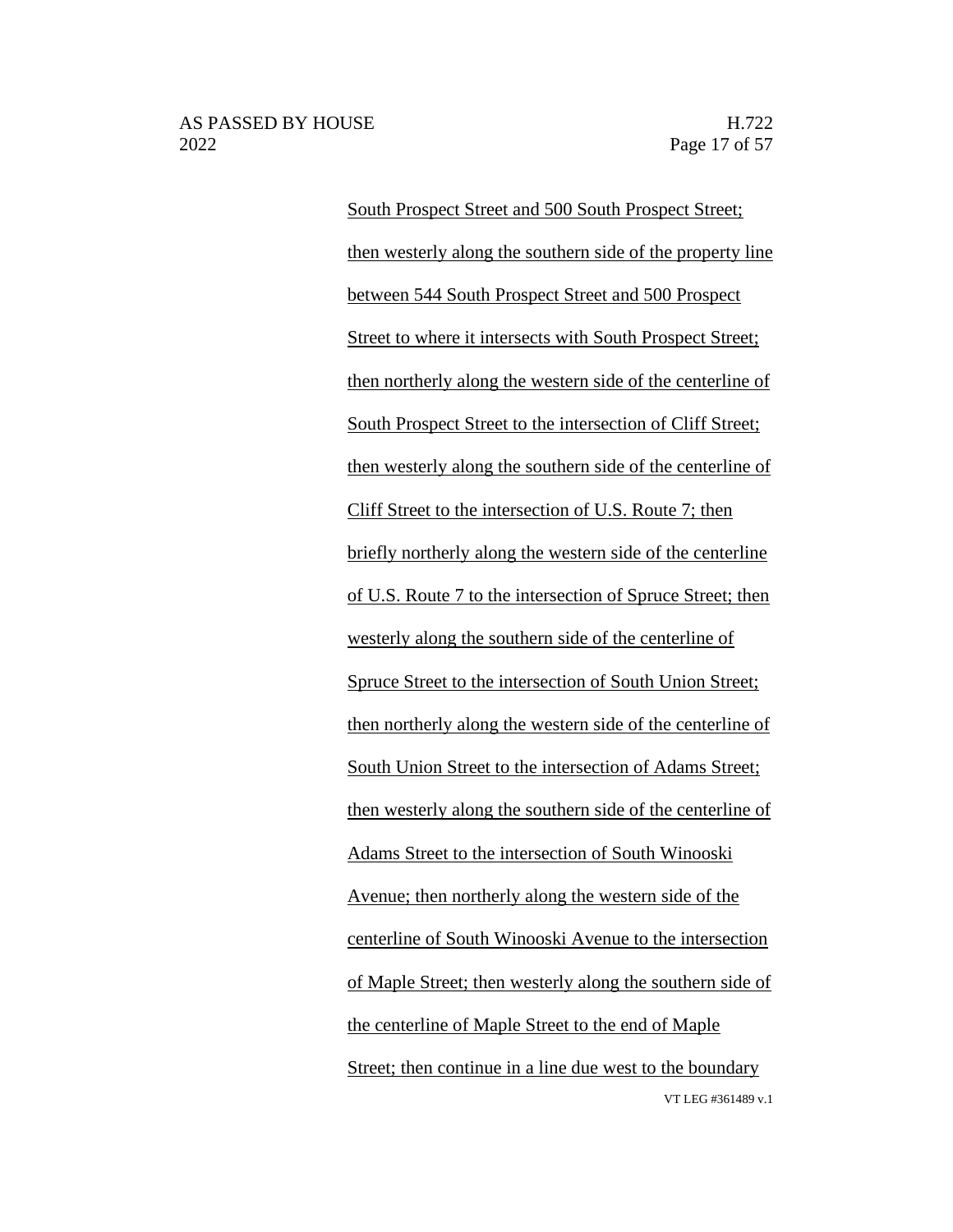South Prospect Street and 500 South Prospect Street; then westerly along the southern side of the property line between 544 South Prospect Street and 500 Prospect Street to where it intersects with South Prospect Street; then northerly along the western side of the centerline of South Prospect Street to the intersection of Cliff Street; then westerly along the southern side of the centerline of Cliff Street to the intersection of U.S. Route 7; then briefly northerly along the western side of the centerline of U.S. Route 7 to the intersection of Spruce Street; then westerly along the southern side of the centerline of Spruce Street to the intersection of South Union Street; then northerly along the western side of the centerline of South Union Street to the intersection of Adams Street; then westerly along the southern side of the centerline of Adams Street to the intersection of South Winooski Avenue; then northerly along the western side of the centerline of South Winooski Avenue to the intersection of Maple Street; then westerly along the southern side of the centerline of Maple Street to the end of Maple Street; then continue in a line due west to the boundary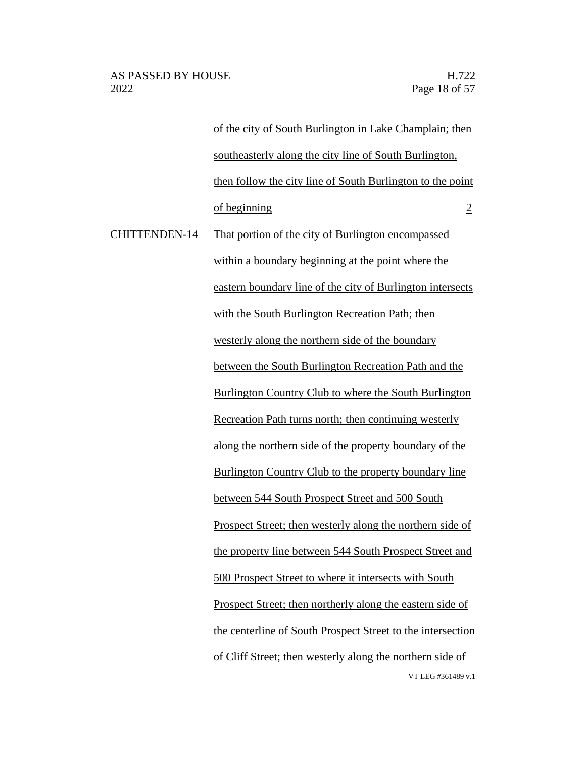|  | of the city of South Burlington in Lake Champlain; then southeasterly along the city line of South Burlington, then follow the city line of South Burlington to the point of beginning | 2 |
|---|---|---|
| CHITTENDEN-14 | That portion of the city of Burlington encompassed within a boundary beginning at the point where the eastern boundary line of the city of Burlington intersects with the South Burlington Recreation Path; then westerly along the northern side of the boundary between the South Burlington Recreation Path and the Burlington Country Club to where the South Burlington Recreation Path turns north; then continuing westerly along the northern side of the property boundary of the Burlington Country Club to the property boundary line between 544 South Prospect Street and 500 South Prospect Street; then westerly along the northern side of the property line between 544 South Prospect Street and 500 Prospect Street to where it intersects with South Prospect Street; then northerly along the eastern side of the centerline of South Prospect Street to the intersection of Cliff Street; then westerly along the northern side of |  |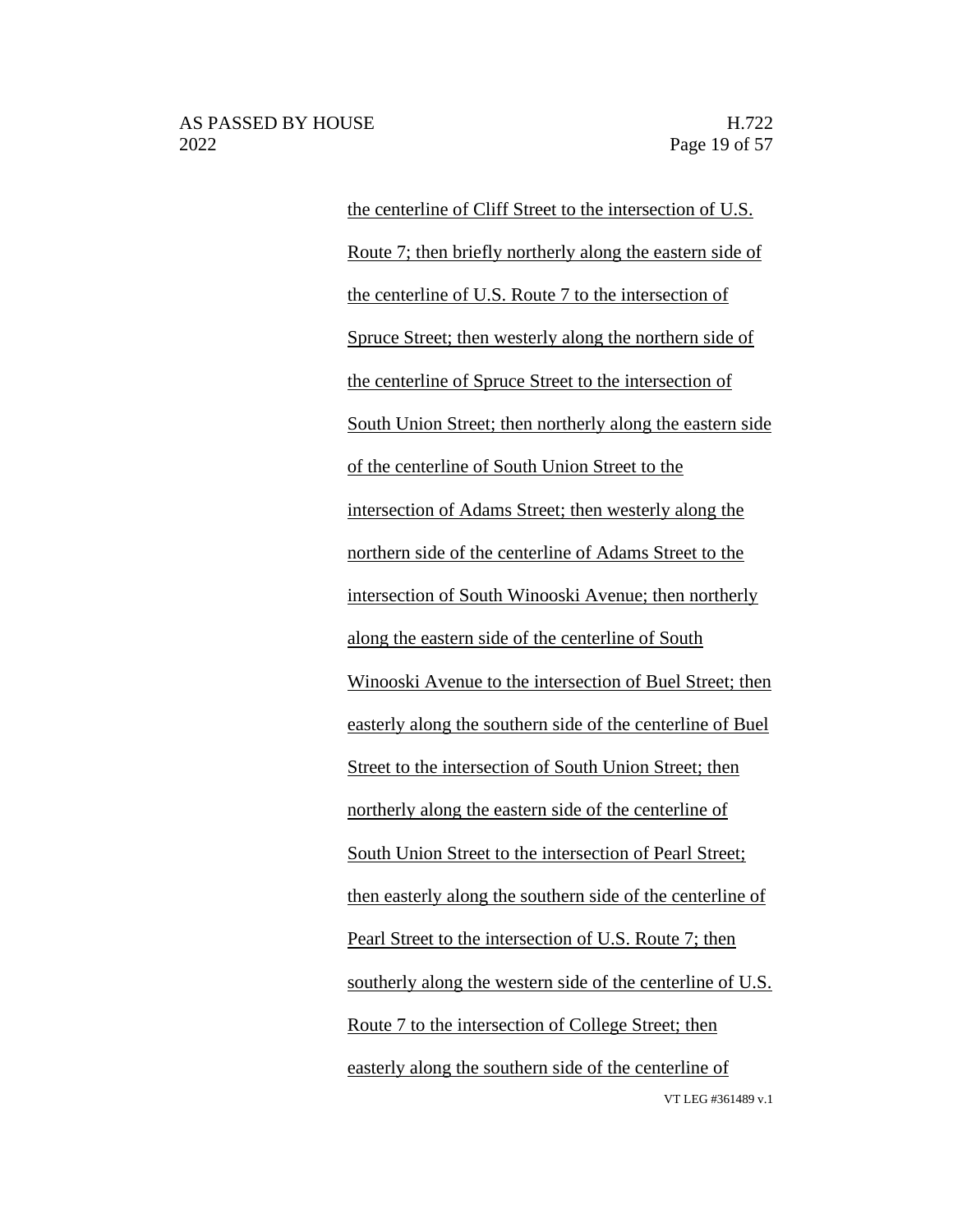the centerline of Cliff Street to the intersection of U.S. Route 7; then briefly northerly along the eastern side of the centerline of U.S. Route 7 to the intersection of Spruce Street; then westerly along the northern side of the centerline of Spruce Street to the intersection of South Union Street; then northerly along the eastern side of the centerline of South Union Street to the intersection of Adams Street; then westerly along the northern side of the centerline of Adams Street to the intersection of South Winooski Avenue; then northerly along the eastern side of the centerline of South Winooski Avenue to the intersection of Buel Street; then easterly along the southern side of the centerline of Buel Street to the intersection of South Union Street; then northerly along the eastern side of the centerline of South Union Street to the intersection of Pearl Street; then easterly along the southern side of the centerline of Pearl Street to the intersection of U.S. Route 7; then southerly along the western side of the centerline of U.S. Route 7 to the intersection of College Street; then easterly along the southern side of the centerline of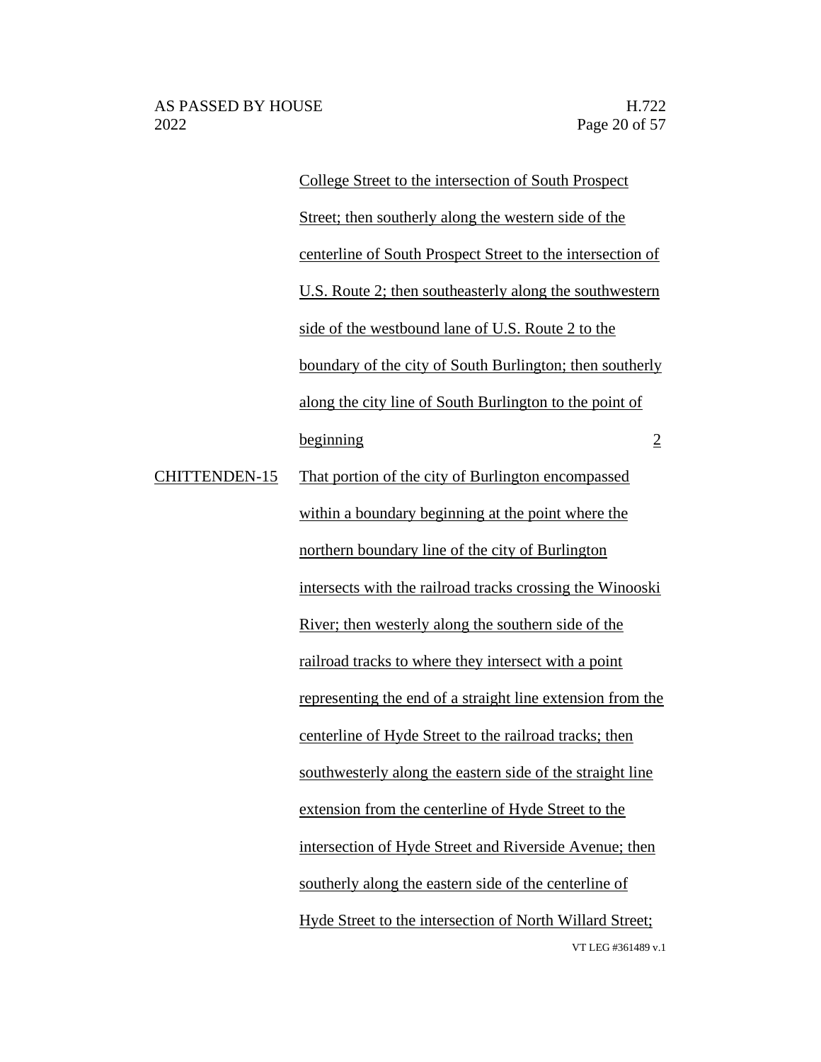| | | |
|---|---|---|
| | College Street to the intersection of South Prospect Street; then southerly along the western side of the centerline of South Prospect Street to the intersection of U.S. Route 2; then southeasterly along the southwestern side of the westbound lane of U.S. Route 2 to the boundary of the city of South Burlington; then southerly along the city line of South Burlington to the point of beginning | 2 |
| CHITTENDEN-15 | That portion of the city of Burlington encompassed within a boundary beginning at the point where the northern boundary line of the city of Burlington intersects with the railroad tracks crossing the Winooski River; then westerly along the southern side of the railroad tracks to where they intersect with a point representing the end of a straight line extension from the centerline of Hyde Street to the railroad tracks; then southwesterly along the eastern side of the straight line extension from the centerline of Hyde Street to the intersection of Hyde Street and Riverside Avenue; then southerly along the eastern side of the centerline of Hyde Street to the intersection of North Willard Street; | |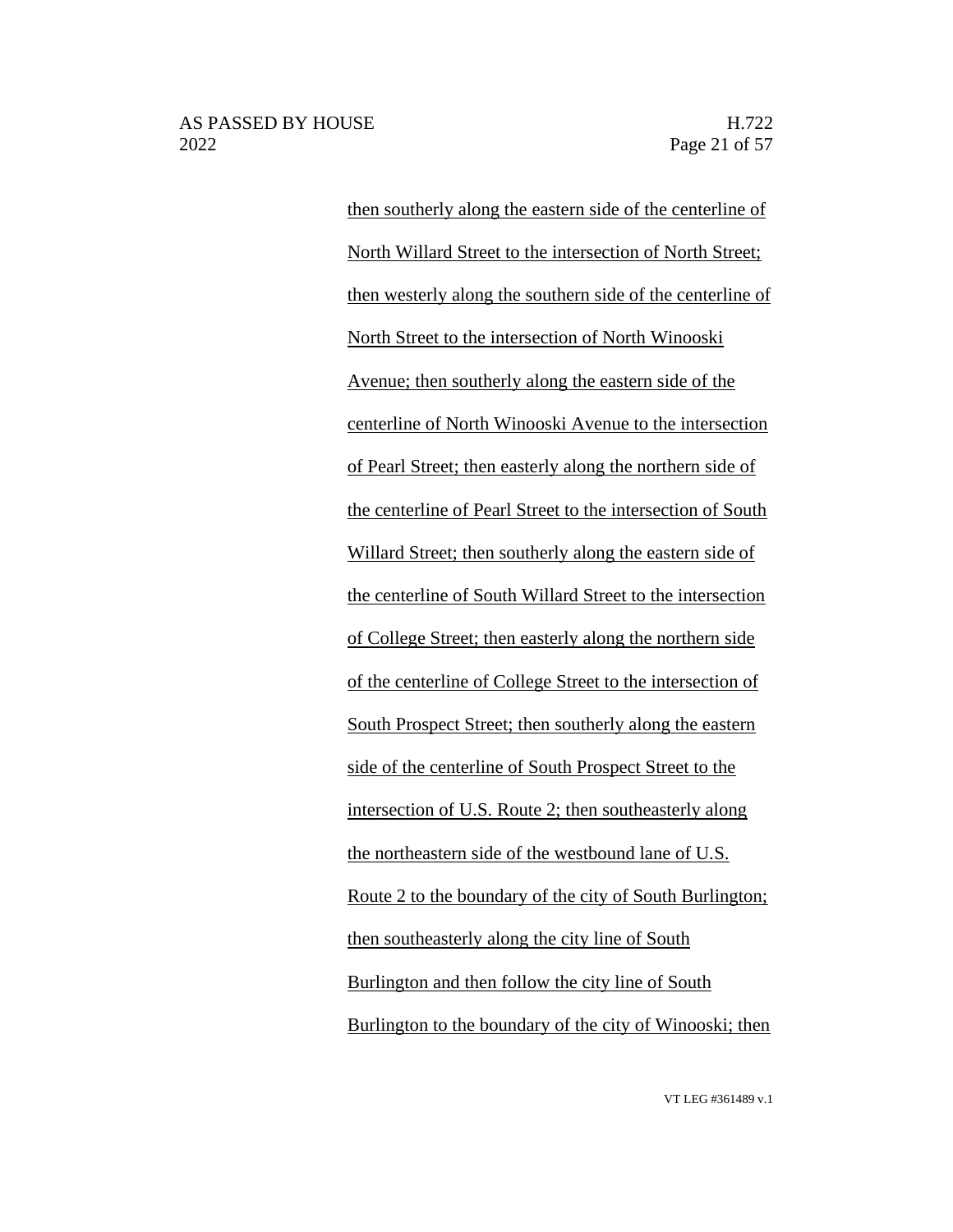then southerly along the eastern side of the centerline of North Willard Street to the intersection of North Street; then westerly along the southern side of the centerline of North Street to the intersection of North Winooski Avenue; then southerly along the eastern side of the centerline of North Winooski Avenue to the intersection of Pearl Street; then easterly along the northern side of the centerline of Pearl Street to the intersection of South Willard Street; then southerly along the eastern side of the centerline of South Willard Street to the intersection of College Street; then easterly along the northern side of the centerline of College Street to the intersection of South Prospect Street; then southerly along the eastern side of the centerline of South Prospect Street to the intersection of U.S. Route 2; then southeasterly along the northeastern side of the westbound lane of U.S. Route 2 to the boundary of the city of South Burlington; then southeasterly along the city line of South Burlington and then follow the city line of South Burlington to the boundary of the city of Winooski; then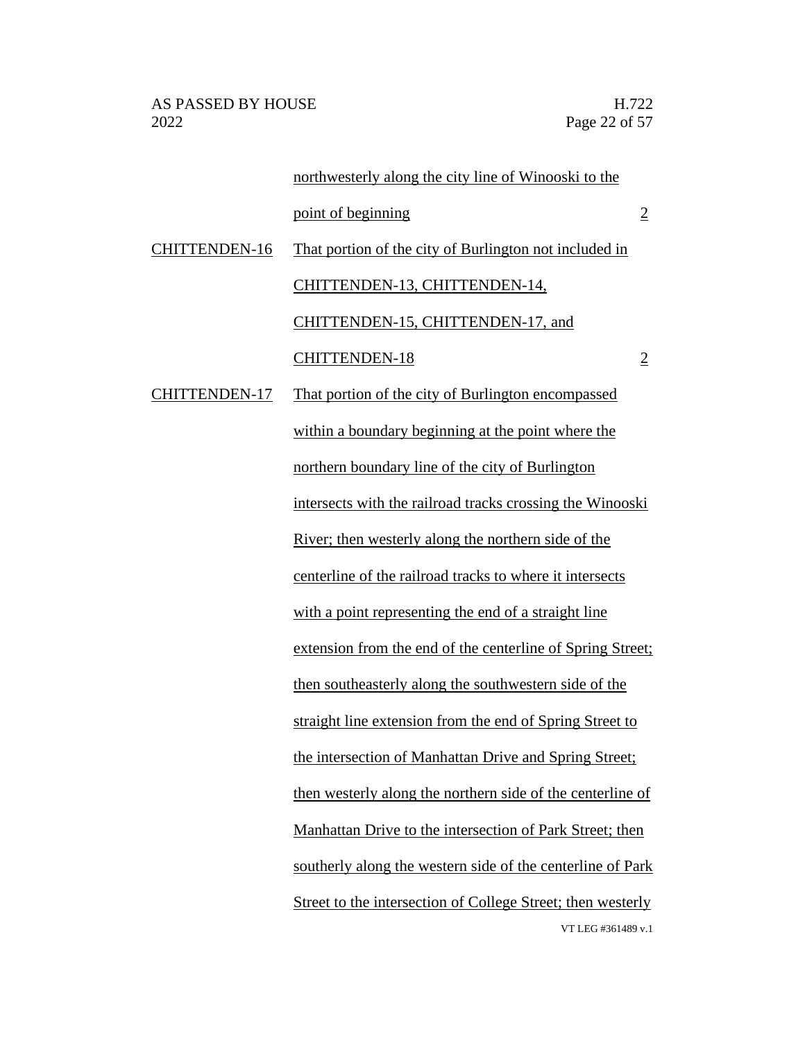| | | |
|---|---|---|
| | northwesterly along the city line of Winooski to the point of beginning | 2 |
| CHITTENDEN-16 | That portion of the city of Burlington not included in CHITTENDEN-13, CHITTENDEN-14, CHITTENDEN-15, CHITTENDEN-17, and CHITTENDEN-18 | 2 |
| CHITTENDEN-17 | That portion of the city of Burlington encompassed within a boundary beginning at the point where the northern boundary line of the city of Burlington intersects with the railroad tracks crossing the Winooski River; then westerly along the northern side of the centerline of the railroad tracks to where it intersects with a point representing the end of a straight line extension from the end of the centerline of Spring Street; then southeasterly along the southwestern side of the straight line extension from the end of Spring Street to the intersection of Manhattan Drive and Spring Street; then westerly along the northern side of the centerline of Manhattan Drive to the intersection of Park Street; then southerly along the western side of the centerline of Park Street to the intersection of College Street; then westerly | |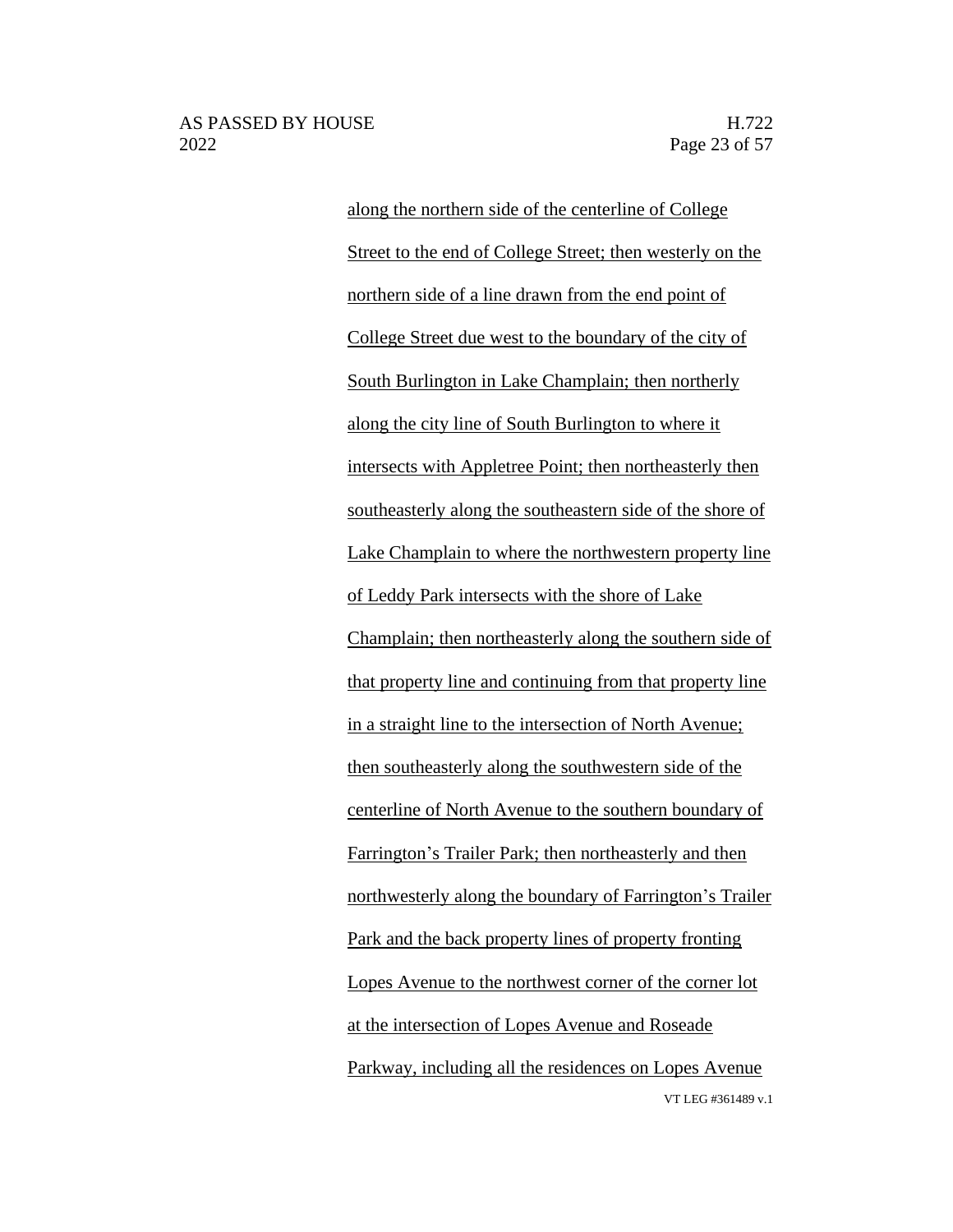along the northern side of the centerline of College Street to the end of College Street; then westerly on the northern side of a line drawn from the end point of College Street due west to the boundary of the city of South Burlington in Lake Champlain; then northerly along the city line of South Burlington to where it intersects with Appletree Point; then northeasterly then southeasterly along the southeastern side of the shore of Lake Champlain to where the northwestern property line of Leddy Park intersects with the shore of Lake Champlain; then northeasterly along the southern side of that property line and continuing from that property line in a straight line to the intersection of North Avenue; then southeasterly along the southwestern side of the centerline of North Avenue to the southern boundary of Farrington's Trailer Park; then northeasterly and then northwesterly along the boundary of Farrington's Trailer Park and the back property lines of property fronting Lopes Avenue to the northwest corner of the corner lot at the intersection of Lopes Avenue and Roseade Parkway, including all the residences on Lopes Avenue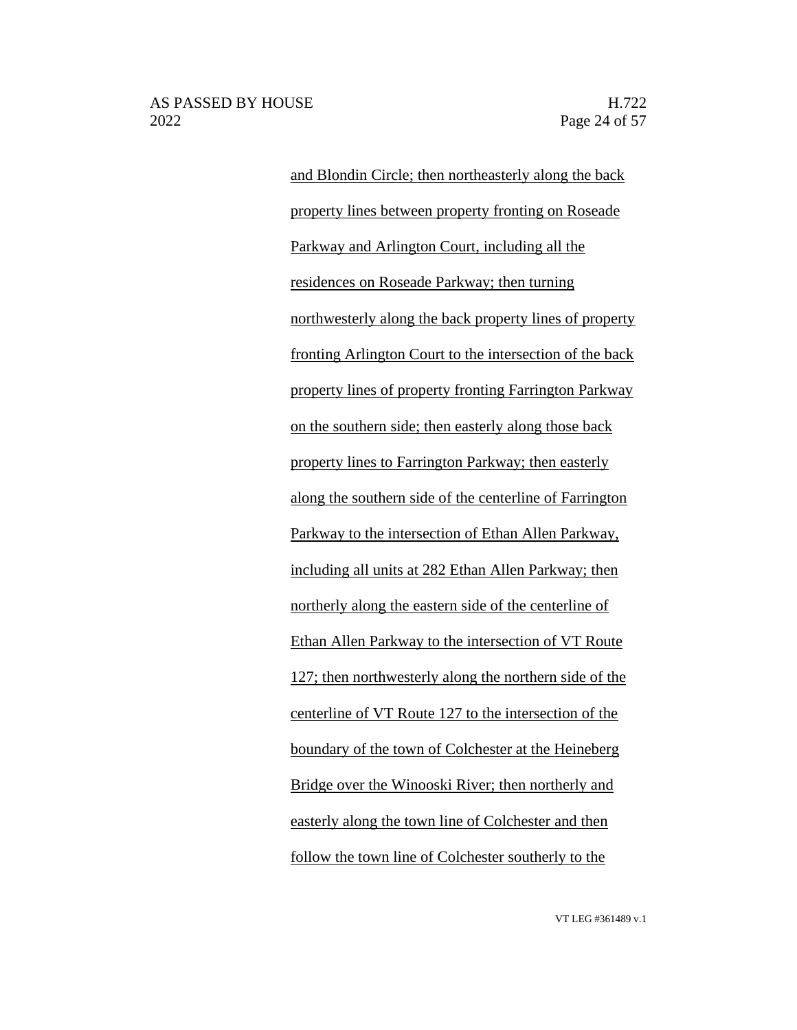and Blondin Circle; then northeasterly along the back property lines between property fronting on Roseade Parkway and Arlington Court, including all the residences on Roseade Parkway; then turning northwesterly along the back property lines of property fronting Arlington Court to the intersection of the back property lines of property fronting Farrington Parkway on the southern side; then easterly along those back property lines to Farrington Parkway; then easterly along the southern side of the centerline of Farrington Parkway to the intersection of Ethan Allen Parkway, including all units at 282 Ethan Allen Parkway; then northerly along the eastern side of the centerline of Ethan Allen Parkway to the intersection of VT Route 127; then northwesterly along the northern side of the centerline of VT Route 127 to the intersection of the boundary of the town of Colchester at the Heineberg Bridge over the Winooski River; then northerly and easterly along the town line of Colchester and then follow the town line of Colchester southerly to the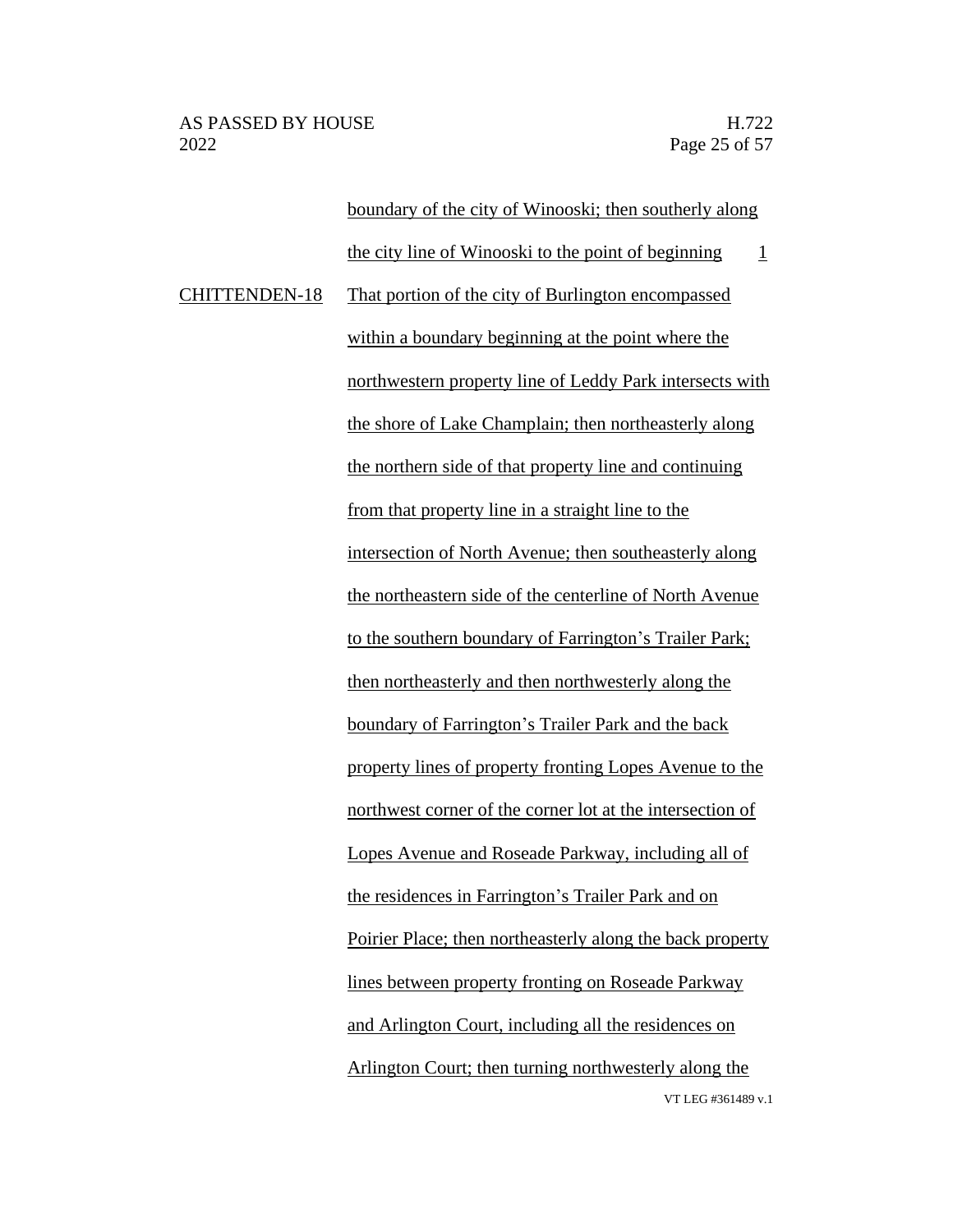| | | |
|---|---|---|
| | boundary of the city of Winooski; then southerly along the city line of Winooski to the point of beginning | 1 |
| CHITTENDEN-18 | That portion of the city of Burlington encompassed within a boundary beginning at the point where the northwestern property line of Leddy Park intersects with the shore of Lake Champlain; then northeasterly along the northern side of that property line and continuing from that property line in a straight line to the intersection of North Avenue; then southeasterly along the northeastern side of the centerline of North Avenue to the southern boundary of Farrington's Trailer Park; then northeasterly and then northwesterly along the boundary of Farrington's Trailer Park and the back property lines of property fronting Lopes Avenue to the northwest corner of the corner lot at the intersection of Lopes Avenue and Roseade Parkway, including all of the residences in Farrington's Trailer Park and on Poirier Place; then northeasterly along the back property lines between property fronting on Roseade Parkway and Arlington Court, including all the residences on Arlington Court; then turning northwesterly along the | |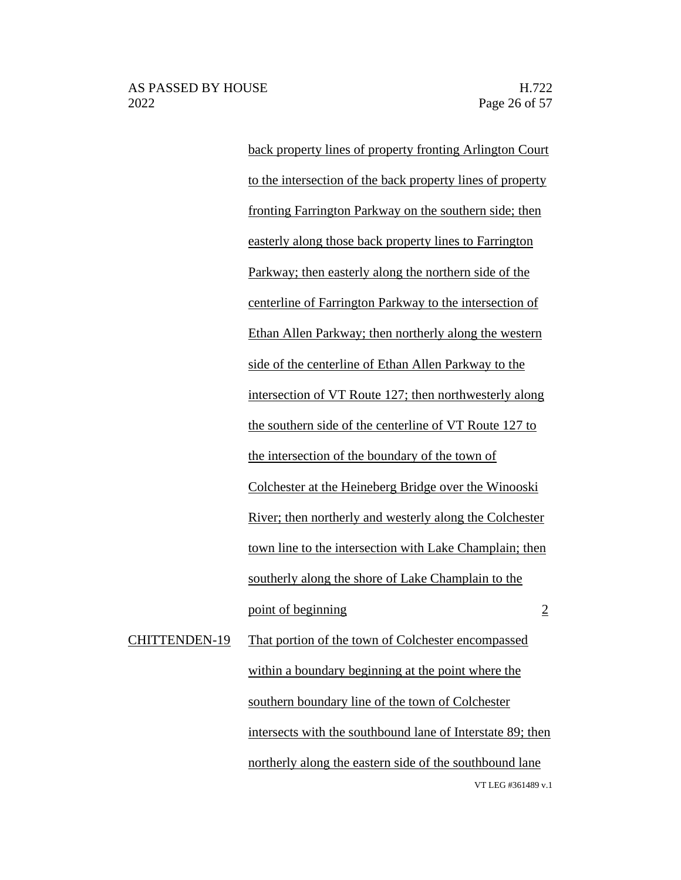| | | |
|---|---|---|
| | <u>back property lines of property fronting Arlington Court to the intersection of the back property lines of property fronting Farrington Parkway on the southern side; then easterly along those back property lines to Farrington Parkway; then easterly along the northern side of the centerline of Farrington Parkway to the intersection of Ethan Allen Parkway; then northerly along the western side of the centerline of Ethan Allen Parkway to the intersection of VT Route 127; then northwesterly along the southern side of the centerline of VT Route 127 to the intersection of the boundary of the town of Colchester at the Heineberg Bridge over the Winooski River; then northerly and westerly along the Colchester town line to the intersection with Lake Champlain; then southerly along the shore of Lake Champlain to the point of beginning</u> | <u>2</u> |
| <u>CHITTENDEN-19</u> | <u>That portion of the town of Colchester encompassed within a boundary beginning at the point where the southern boundary line of the town of Colchester intersects with the southbound lane of Interstate 89; then northerly along the eastern side of the southbound lane</u> | |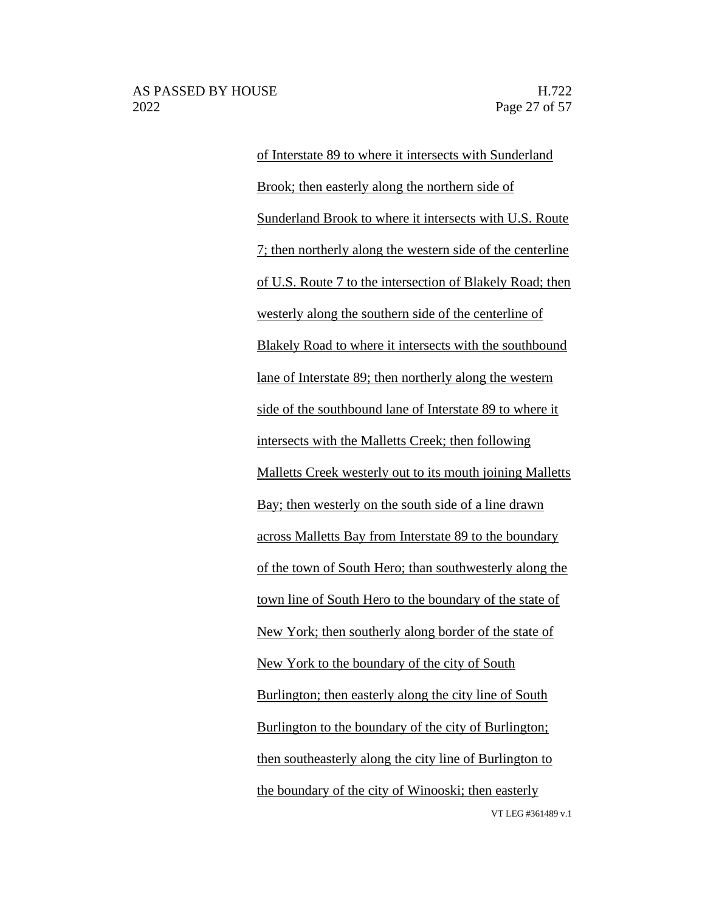of Interstate 89 to where it intersects with Sunderland Brook; then easterly along the northern side of Sunderland Brook to where it intersects with U.S. Route 7; then northerly along the western side of the centerline of U.S. Route 7 to the intersection of Blakely Road; then westerly along the southern side of the centerline of Blakely Road to where it intersects with the southbound lane of Interstate 89; then northerly along the western side of the southbound lane of Interstate 89 to where it intersects with the Malletts Creek; then following Malletts Creek westerly out to its mouth joining Malletts Bay; then westerly on the south side of a line drawn across Malletts Bay from Interstate 89 to the boundary of the town of South Hero; than southwesterly along the town line of South Hero to the boundary of the state of New York; then southerly along border of the state of New York to the boundary of the city of South Burlington; then easterly along the city line of South Burlington to the boundary of the city of Burlington; then southeasterly along the city line of Burlington to the boundary of the city of Winooski; then easterly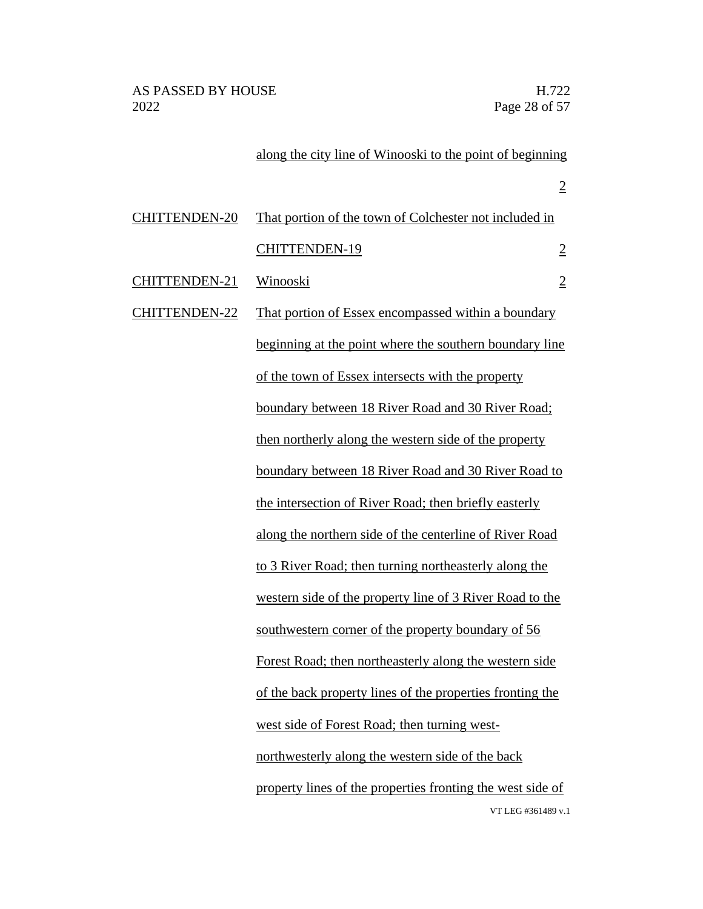| | | |
|---|---|---|
| | along the city line of Winooski to the point of beginning | 2 |
| CHITTENDEN-20 | That portion of the town of Colchester not included in CHITTENDEN-19 | 2 |
| CHITTENDEN-21 | Winooski | 2 |
| CHITTENDEN-22 | That portion of Essex encompassed within a boundary beginning at the point where the southern boundary line of the town of Essex intersects with the property boundary between 18 River Road and 30 River Road; then northerly along the western side of the property boundary between 18 River Road and 30 River Road to the intersection of River Road; then briefly easterly along the northern side of the centerline of River Road to 3 River Road; then turning northeasterly along the western side of the property line of 3 River Road to the southwestern corner of the property boundary of 56 Forest Road; then northeasterly along the western side of the back property lines of the properties fronting the west side of Forest Road; then turning west-northwesterly along the western side of the back property lines of the properties fronting the west side of | |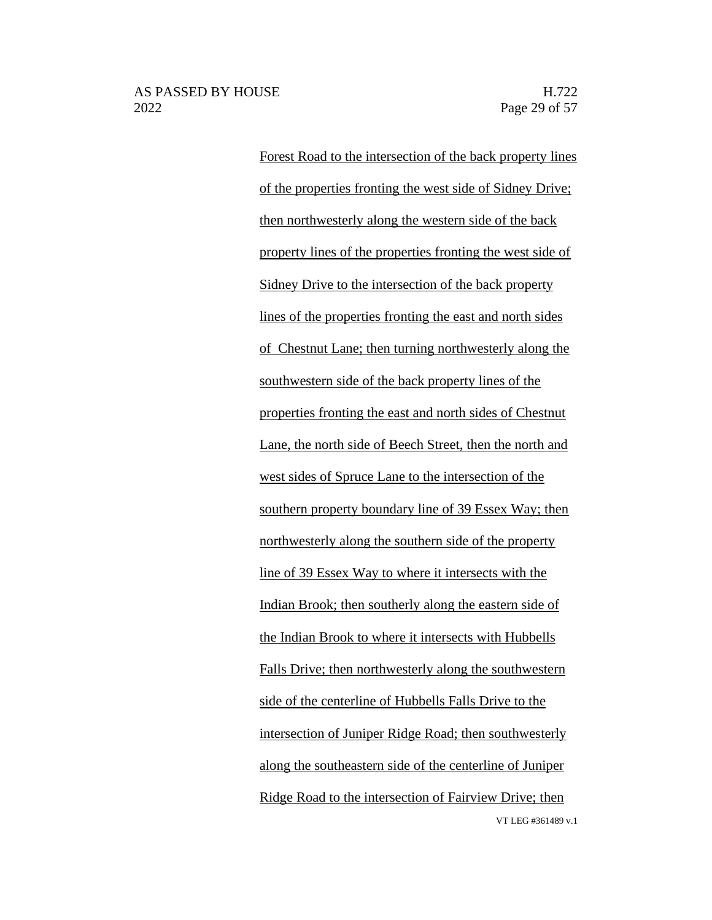Forest Road to the intersection of the back property lines of the properties fronting the west side of Sidney Drive; then northwesterly along the western side of the back property lines of the properties fronting the west side of Sidney Drive to the intersection of the back property lines of the properties fronting the east and north sides of Chestnut Lane; then turning northwesterly along the southwestern side of the back property lines of the properties fronting the east and north sides of Chestnut Lane, the north side of Beech Street, then the north and west sides of Spruce Lane to the intersection of the southern property boundary line of 39 Essex Way; then northwesterly along the southern side of the property line of 39 Essex Way to where it intersects with the Indian Brook; then southerly along the eastern side of the Indian Brook to where it intersects with Hubbells Falls Drive; then northwesterly along the southwestern side of the centerline of Hubbells Falls Drive to the intersection of Juniper Ridge Road; then southwesterly along the southeastern side of the centerline of Juniper Ridge Road to the intersection of Fairview Drive; then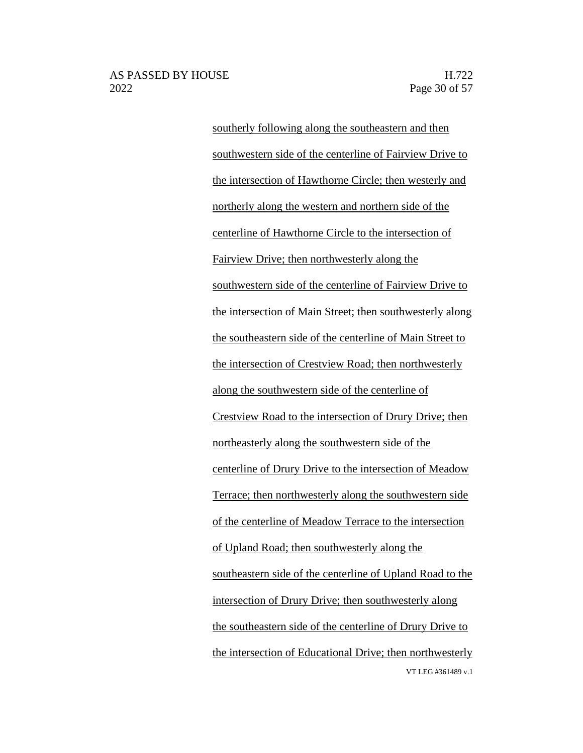southerly following along the southeastern and then southwestern side of the centerline of Fairview Drive to the intersection of Hawthorne Circle; then westerly and northerly along the western and northern side of the centerline of Hawthorne Circle to the intersection of Fairview Drive; then northwesterly along the southwestern side of the centerline of Fairview Drive to the intersection of Main Street; then southwesterly along the southeastern side of the centerline of Main Street to the intersection of Crestview Road; then northwesterly along the southwestern side of the centerline of Crestview Road to the intersection of Drury Drive; then northeasterly along the southwestern side of the centerline of Drury Drive to the intersection of Meadow Terrace; then northwesterly along the southwestern side of the centerline of Meadow Terrace to the intersection of Upland Road; then southwesterly along the southeastern side of the centerline of Upland Road to the intersection of Drury Drive; then southwesterly along the southeastern side of the centerline of Drury Drive to the intersection of Educational Drive; then northwesterly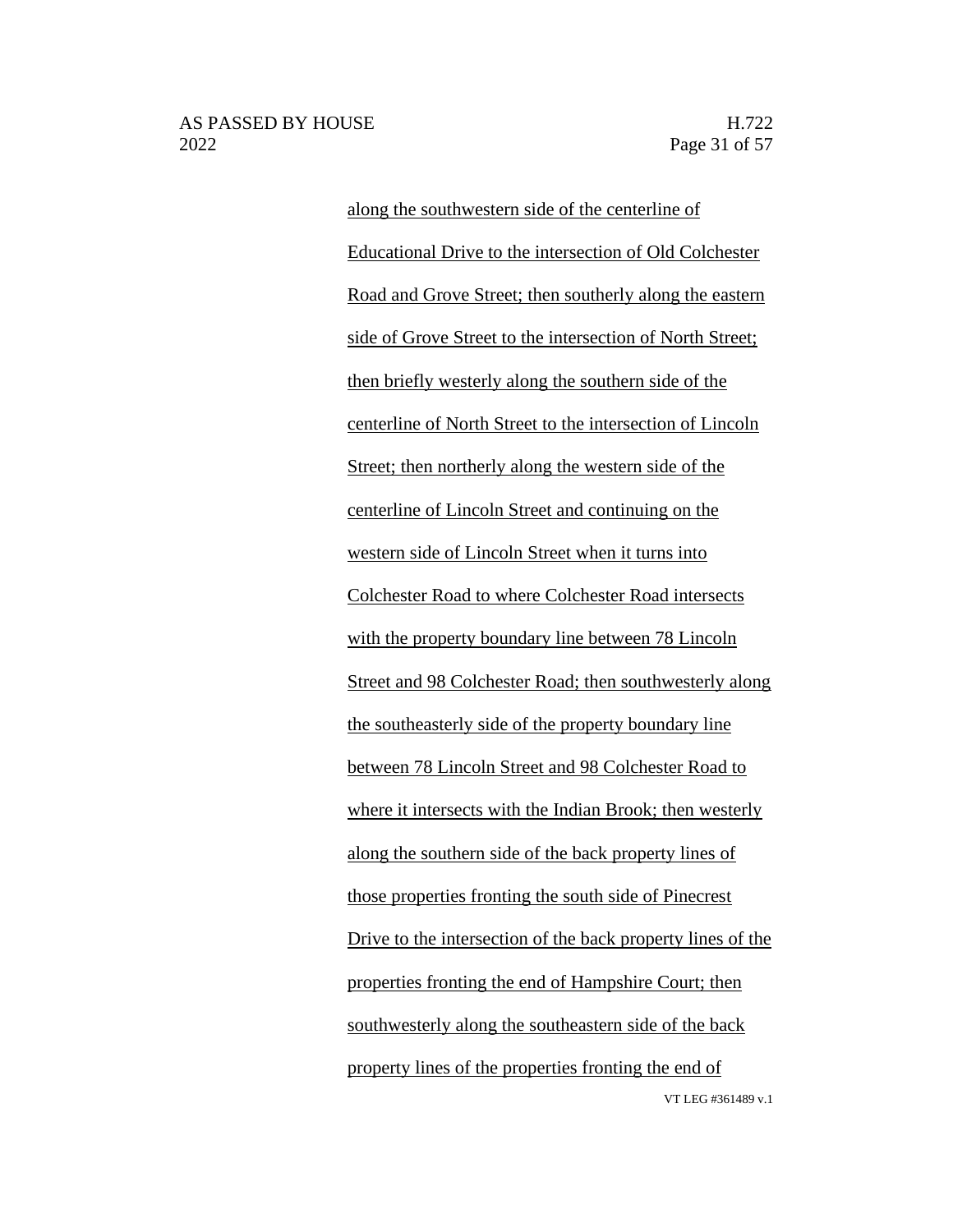along the southwestern side of the centerline of Educational Drive to the intersection of Old Colchester Road and Grove Street; then southerly along the eastern side of Grove Street to the intersection of North Street; then briefly westerly along the southern side of the centerline of North Street to the intersection of Lincoln Street; then northerly along the western side of the centerline of Lincoln Street and continuing on the western side of Lincoln Street when it turns into Colchester Road to where Colchester Road intersects with the property boundary line between 78 Lincoln Street and 98 Colchester Road; then southwesterly along the southeasterly side of the property boundary line between 78 Lincoln Street and 98 Colchester Road to where it intersects with the Indian Brook; then westerly along the southern side of the back property lines of those properties fronting the south side of Pinecrest Drive to the intersection of the back property lines of the properties fronting the end of Hampshire Court; then southwesterly along the southeastern side of the back property lines of the properties fronting the end of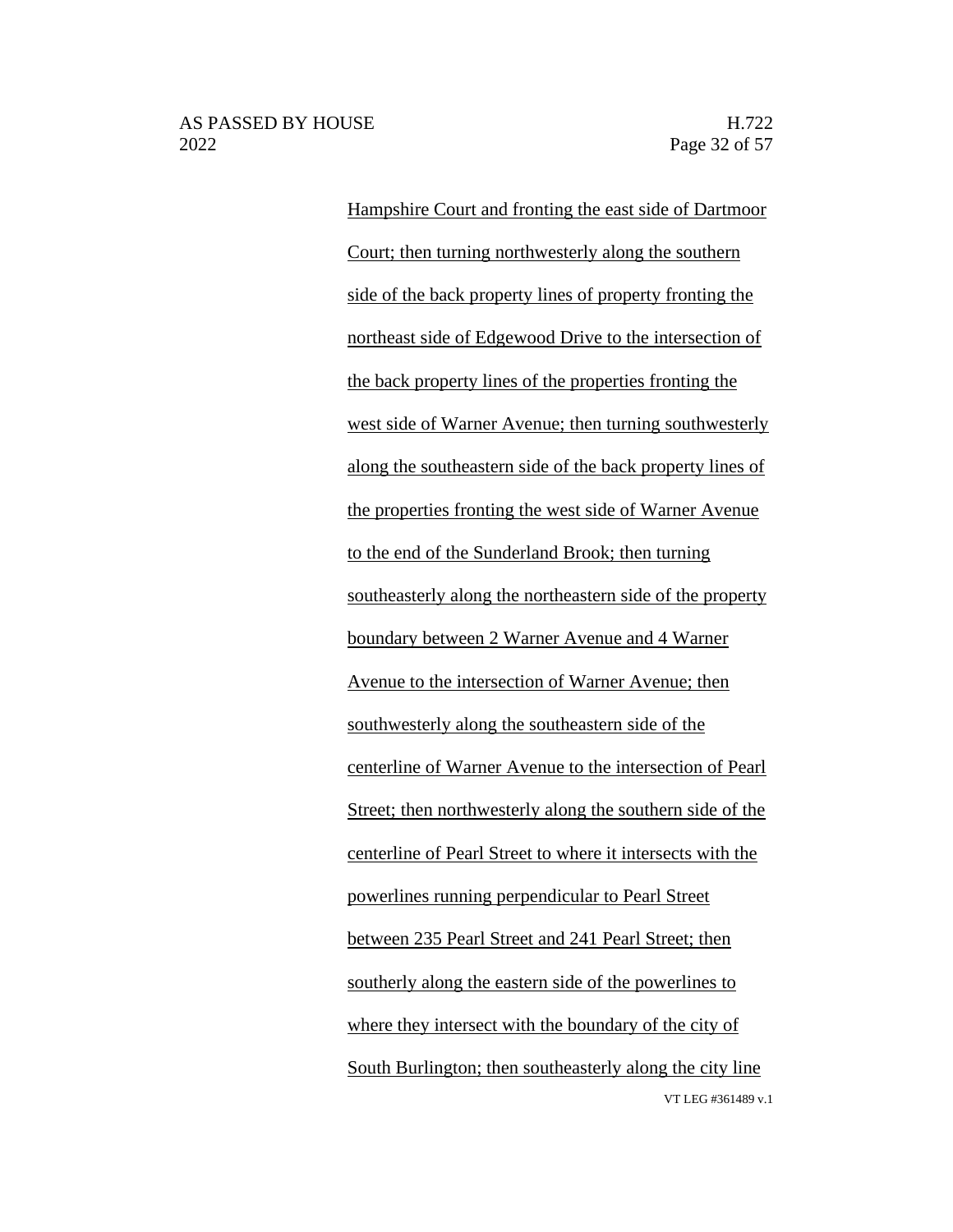Hampshire Court and fronting the east side of Dartmoor Court; then turning northwesterly along the southern side of the back property lines of property fronting the northeast side of Edgewood Drive to the intersection of the back property lines of the properties fronting the west side of Warner Avenue; then turning southwesterly along the southeastern side of the back property lines of the properties fronting the west side of Warner Avenue to the end of the Sunderland Brook; then turning southeasterly along the northeastern side of the property boundary between 2 Warner Avenue and 4 Warner Avenue to the intersection of Warner Avenue; then southwesterly along the southeastern side of the centerline of Warner Avenue to the intersection of Pearl Street; then northwesterly along the southern side of the centerline of Pearl Street to where it intersects with the powerlines running perpendicular to Pearl Street between 235 Pearl Street and 241 Pearl Street; then southerly along the eastern side of the powerlines to where they intersect with the boundary of the city of South Burlington; then southeasterly along the city line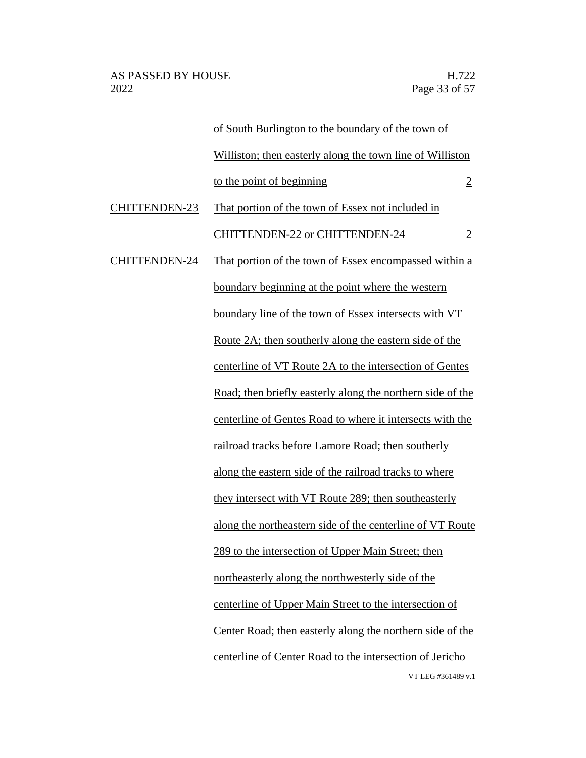| | | |
|---|---|---|
| | of South Burlington to the boundary of the town of Williston; then easterly along the town line of Williston to the point of beginning | 2 |
| CHITTENDEN-23 | That portion of the town of Essex not included in CHITTENDEN-22 or CHITTENDEN-24 | 2 |
| CHITTENDEN-24 | That portion of the town of Essex encompassed within a boundary beginning at the point where the western boundary line of the town of Essex intersects with VT Route 2A; then southerly along the eastern side of the centerline of VT Route 2A to the intersection of Gentes Road; then briefly easterly along the northern side of the centerline of Gentes Road to where it intersects with the railroad tracks before Lamore Road; then southerly along the eastern side of the railroad tracks to where they intersect with VT Route 289; then southeasterly along the northeastern side of the centerline of VT Route 289 to the intersection of Upper Main Street; then northeasterly along the northwesterly side of the centerline of Upper Main Street to the intersection of Center Road; then easterly along the northern side of the centerline of Center Road to the intersection of Jericho | |

VT LEG #361489 v.1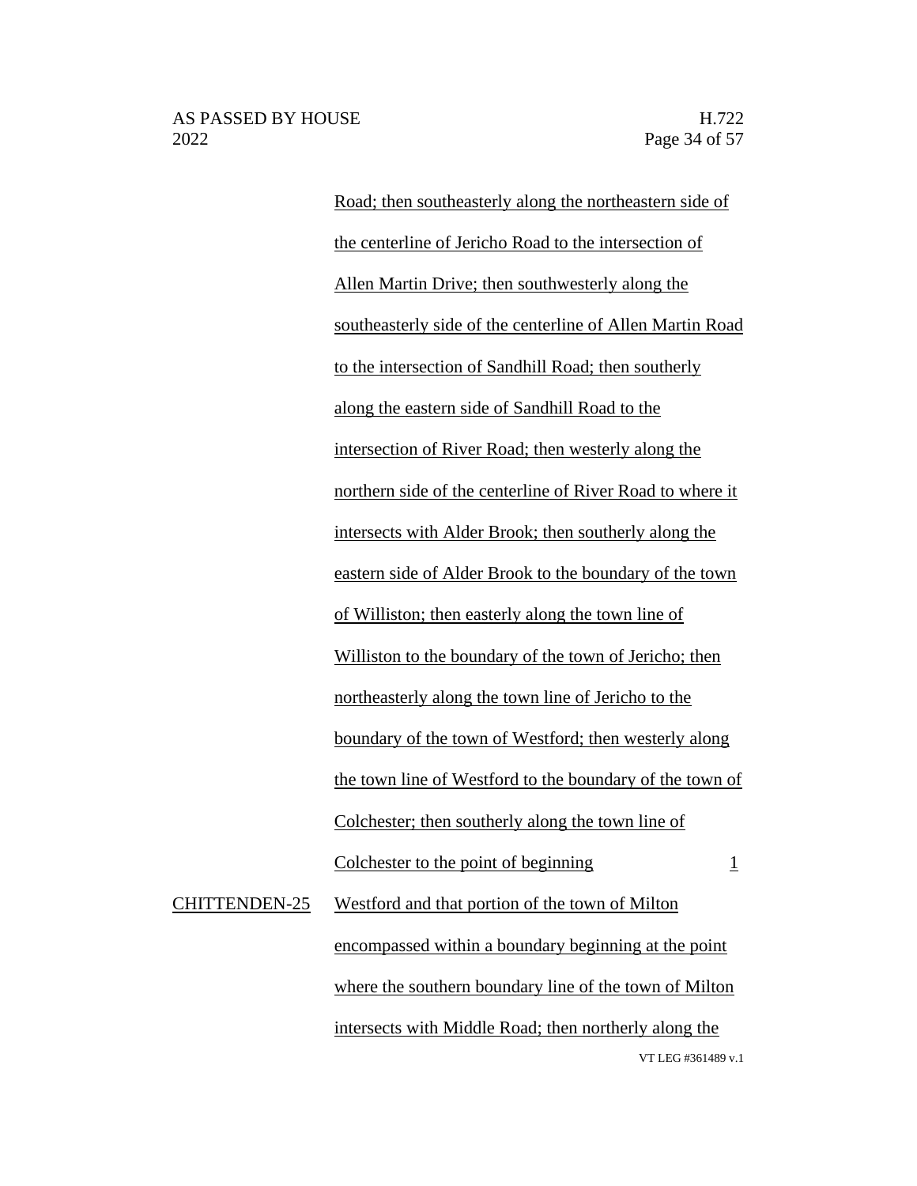| | | |
|---|---|---|
| | Road; then southeasterly along the northeastern side of the centerline of Jericho Road to the intersection of Allen Martin Drive; then southwesterly along the southeasterly side of the centerline of Allen Martin Road to the intersection of Sandhill Road; then southerly along the eastern side of Sandhill Road to the intersection of River Road; then westerly along the northern side of the centerline of River Road to where it intersects with Alder Brook; then southerly along the eastern side of Alder Brook to the boundary of the town of Williston; then easterly along the town line of Williston to the boundary of the town of Jericho; then northeasterly along the town line of Jericho to the boundary of the town of Westford; then westerly along the town line of Westford to the boundary of the town of Colchester; then southerly along the town line of Colchester to the point of beginning | 1 |
| CHITTENDEN-25 | Westford and that portion of the town of Milton encompassed within a boundary beginning at the point where the southern boundary line of the town of Milton intersects with Middle Road; then northerly along the | |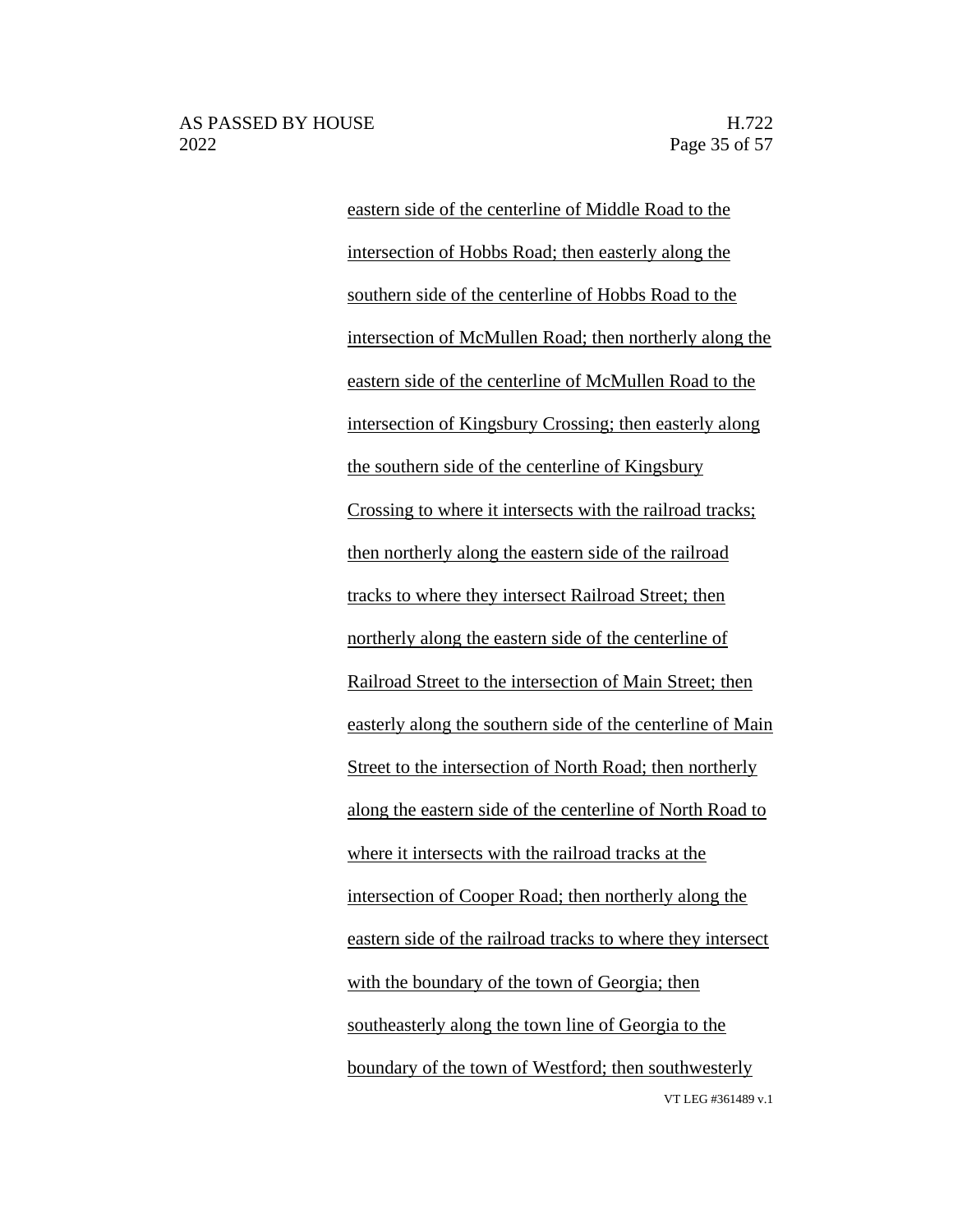eastern side of the centerline of Middle Road to the intersection of Hobbs Road; then easterly along the southern side of the centerline of Hobbs Road to the intersection of McMullen Road; then northerly along the eastern side of the centerline of McMullen Road to the intersection of Kingsbury Crossing; then easterly along the southern side of the centerline of Kingsbury Crossing to where it intersects with the railroad tracks; then northerly along the eastern side of the railroad tracks to where they intersect Railroad Street; then northerly along the eastern side of the centerline of Railroad Street to the intersection of Main Street; then easterly along the southern side of the centerline of Main Street to the intersection of North Road; then northerly along the eastern side of the centerline of North Road to where it intersects with the railroad tracks at the intersection of Cooper Road; then northerly along the eastern side of the railroad tracks to where they intersect with the boundary of the town of Georgia; then southeasterly along the town line of Georgia to the boundary of the town of Westford; then southwesterly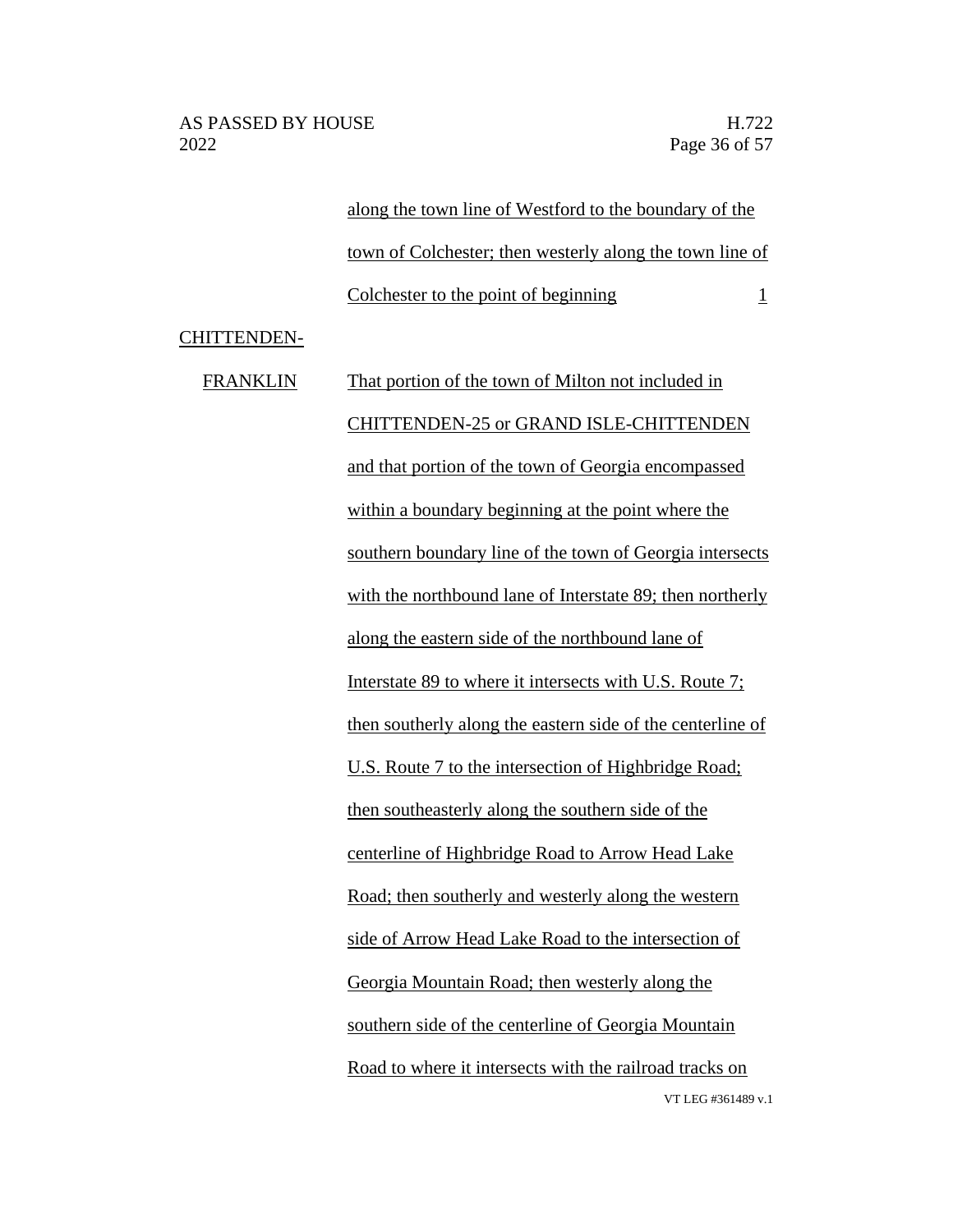along the town line of Westford to the boundary of the town of Colchester; then westerly along the town line of Colchester to the point of beginning 1

CHITTENDEN-FRANKLIN

That portion of the town of Milton not included in CHITTENDEN-25 or GRAND ISLE-CHITTENDEN and that portion of the town of Georgia encompassed within a boundary beginning at the point where the southern boundary line of the town of Georgia intersects with the northbound lane of Interstate 89; then northerly along the eastern side of the northbound lane of Interstate 89 to where it intersects with U.S. Route 7; then southerly along the eastern side of the centerline of U.S. Route 7 to the intersection of Highbridge Road; then southeasterly along the southern side of the centerline of Highbridge Road to Arrow Head Lake Road; then southerly and westerly along the western side of Arrow Head Lake Road to the intersection of Georgia Mountain Road; then westerly along the southern side of the centerline of Georgia Mountain Road to where it intersects with the railroad tracks on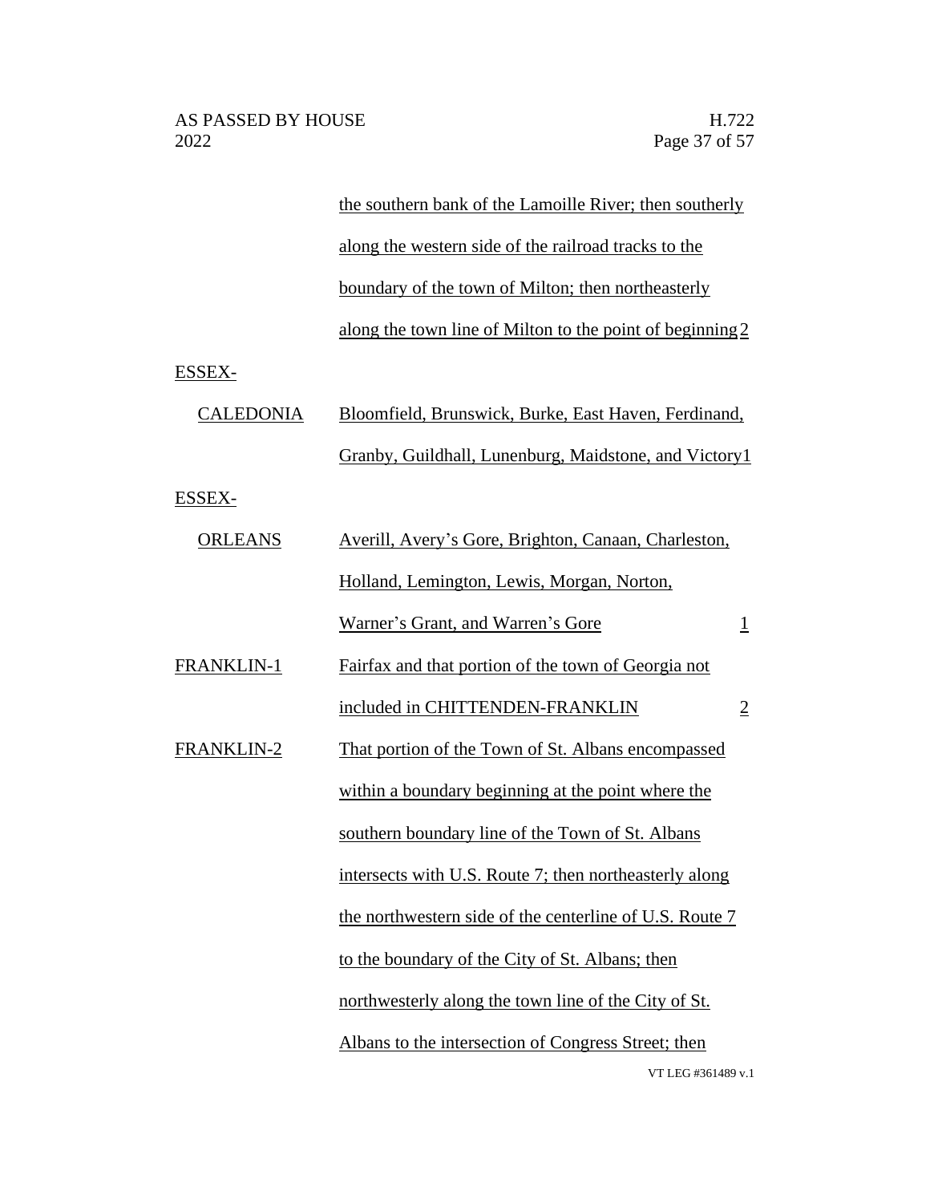| | | |
|---|---|---|
| | the southern bank of the Lamoille River; then southerly along the western side of the railroad tracks to the boundary of the town of Milton; then northeasterly along the town line of Milton to the point of beginning | 2 |
| ESSEX-CALEDONIA | Bloomfield, Brunswick, Burke, East Haven, Ferdinand, Granby, Guildhall, Lunenburg, Maidstone, and Victory | 1 |
| ESSEX-ORLEANS | Averill, Avery's Gore, Brighton, Canaan, Charleston, Holland, Lemington, Lewis, Morgan, Norton, Warner's Grant, and Warren's Gore | 1 |
| FRANKLIN-1 | Fairfax and that portion of the town of Georgia not included in CHITTENDEN-FRANKLIN | 2 |
| FRANKLIN-2 | That portion of the Town of St. Albans encompassed within a boundary beginning at the point where the southern boundary line of the Town of St. Albans intersects with U.S. Route 7; then northeasterly along the northwestern side of the centerline of U.S. Route 7 to the boundary of the City of St. Albans; then northwesterly along the town line of the City of St. Albans to the intersection of Congress Street; then | |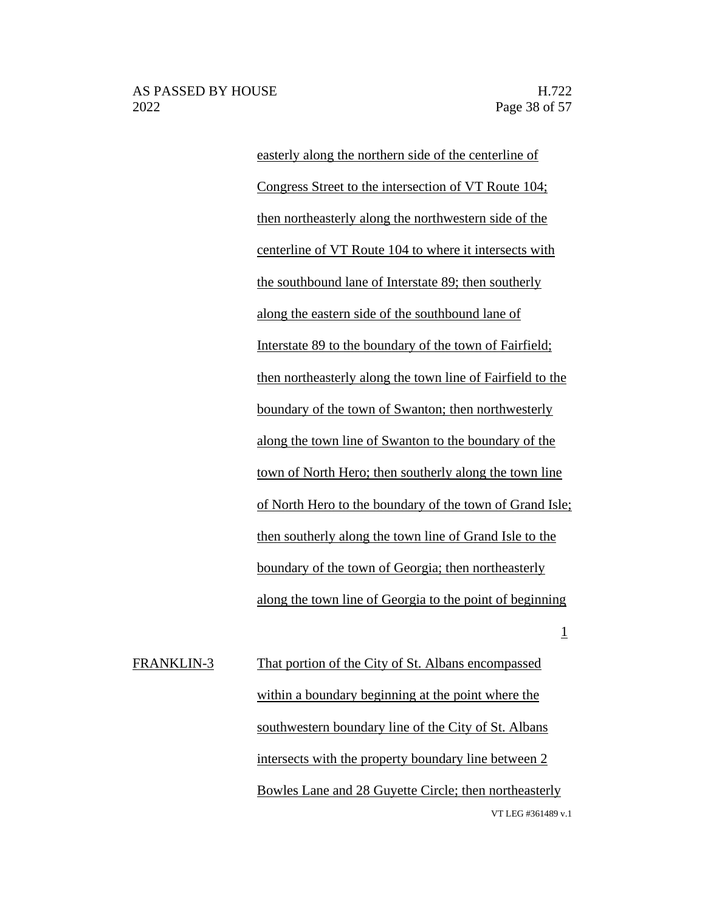easterly along the northern side of the centerline of Congress Street to the intersection of VT Route 104; then northeasterly along the northwestern side of the centerline of VT Route 104 to where it intersects with the southbound lane of Interstate 89; then southerly along the eastern side of the southbound lane of Interstate 89 to the boundary of the town of Fairfield; then northeasterly along the town line of Fairfield to the boundary of the town of Swanton; then northwesterly along the town line of Swanton to the boundary of the town of North Hero; then southerly along the town line of North Hero to the boundary of the town of Grand Isle; then southerly along the town line of Grand Isle to the boundary of the town of Georgia; then northeasterly along the town line of Georgia to the point of beginning

1

| | |
|---|---|
| FRANKLIN-3 | That portion of the City of St. Albans encompassed within a boundary beginning at the point where the southwestern boundary line of the City of St. Albans intersects with the property boundary line between 2 Bowles Lane and 28 Guyette Circle; then northeasterly |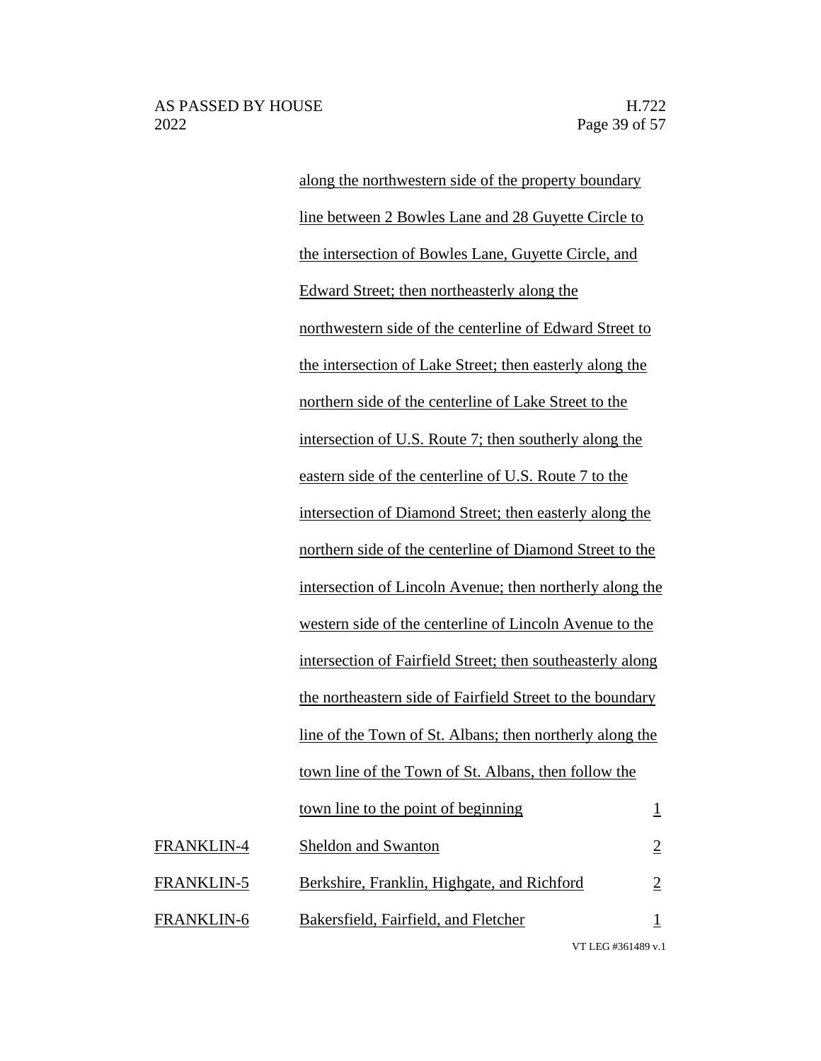| | | |
|---|---|---|
| | along the northwestern side of the property boundary line between 2 Bowles Lane and 28 Guyette Circle to the intersection of Bowles Lane, Guyette Circle, and Edward Street; then northeasterly along the northwestern side of the centerline of Edward Street to the intersection of Lake Street; then easterly along the northern side of the centerline of Lake Street to the intersection of U.S. Route 7; then southerly along the eastern side of the centerline of U.S. Route 7 to the intersection of Diamond Street; then easterly along the northern side of the centerline of Diamond Street to the intersection of Lincoln Avenue; then northerly along the western side of the centerline of Lincoln Avenue to the intersection of Fairfield Street; then southeasterly along the northeastern side of Fairfield Street to the boundary line of the Town of St. Albans; then northerly along the town line of the Town of St. Albans, then follow the town line to the point of beginning | 1 |
| FRANKLIN-4 | Sheldon and Swanton | 2 |
| FRANKLIN-5 | Berkshire, Franklin, Highgate, and Richford | 2 |
| FRANKLIN-6 | Bakersfield, Fairfield, and Fletcher | 1 |

VT LEG #361489 v.1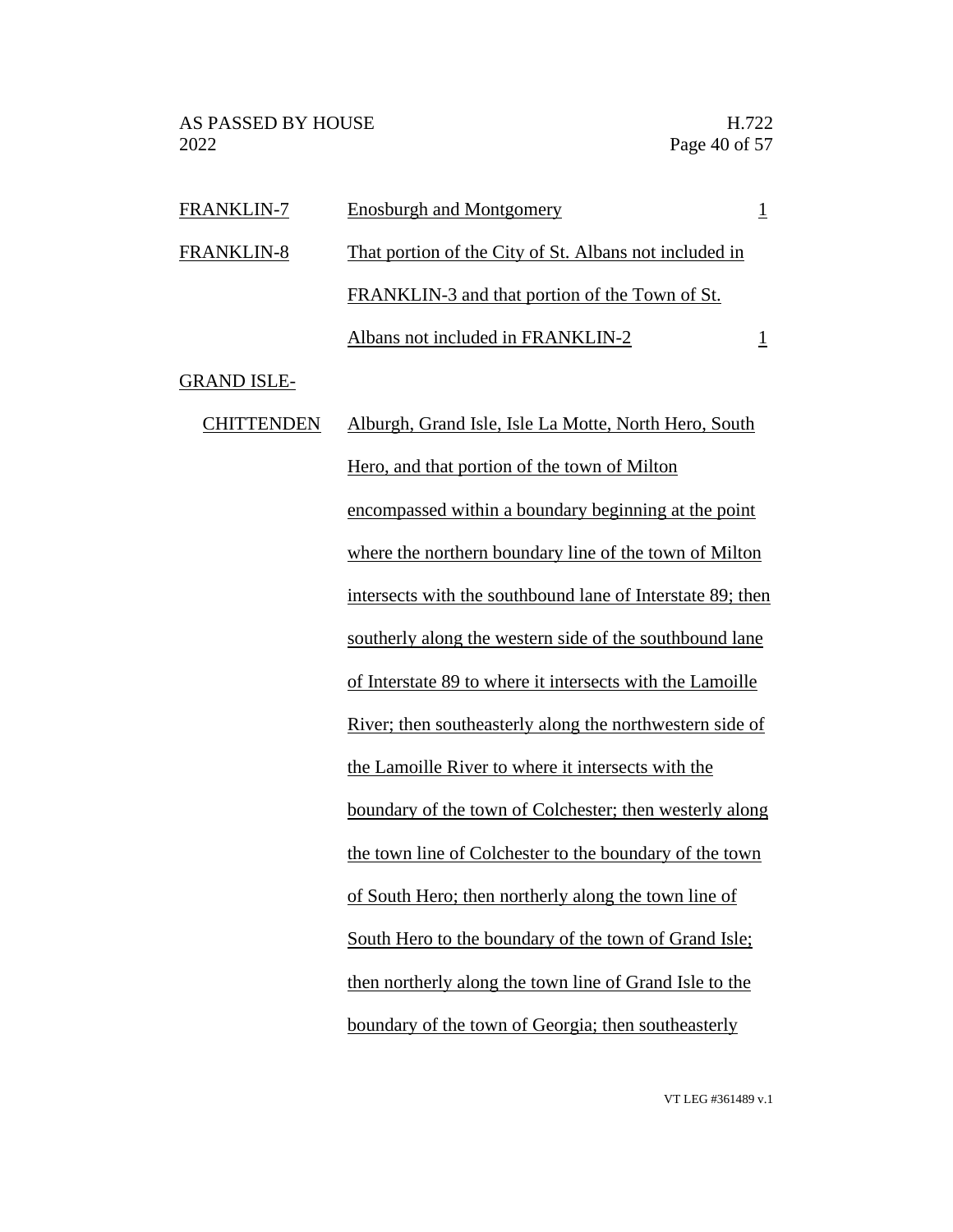| | | |
|---|---|---|
| FRANKLIN-7 | Enosburgh and Montgomery | 1 |
| FRANKLIN-8 | That portion of the City of St. Albans not included in FRANKLIN-3 and that portion of the Town of St. Albans not included in FRANKLIN-2 | 1 |
| GRAND ISLE-CHITTENDEN | Alburgh, Grand Isle, Isle La Motte, North Hero, South Hero, and that portion of the town of Milton encompassed within a boundary beginning at the point where the northern boundary line of the town of Milton intersects with the southbound lane of Interstate 89; then southerly along the western side of the southbound lane of Interstate 89 to where it intersects with the Lamoille River; then southeasterly along the northwestern side of the Lamoille River to where it intersects with the boundary of the town of Colchester; then westerly along the town line of Colchester to the boundary of the town of South Hero; then northerly along the town line of South Hero to the boundary of the town of Grand Isle; then northerly along the town line of Grand Isle to the boundary of the town of Georgia; then southeasterly | |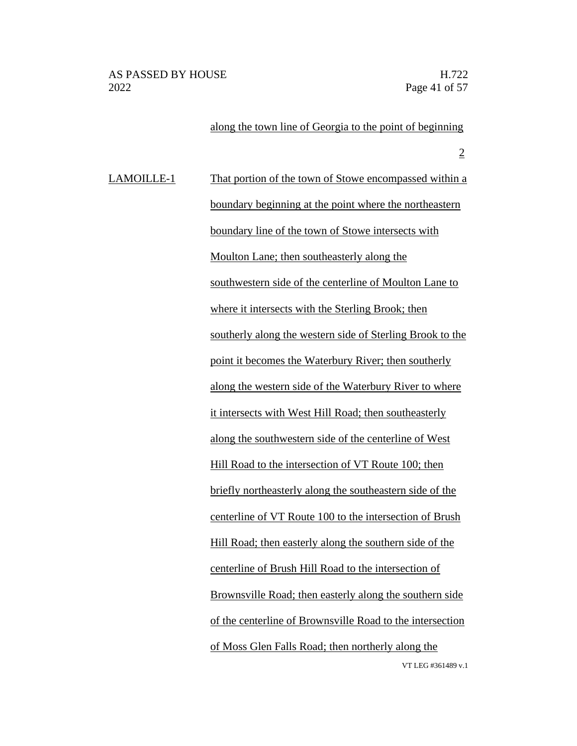along the town line of Georgia to the point of beginning

2

LAMOILLE-1 That portion of the town of Stowe encompassed within a boundary beginning at the point where the northeastern boundary line of the town of Stowe intersects with Moulton Lane; then southeasterly along the southwestern side of the centerline of Moulton Lane to where it intersects with the Sterling Brook; then southerly along the western side of Sterling Brook to the point it becomes the Waterbury River; then southerly along the western side of the Waterbury River to where it intersects with West Hill Road; then southeasterly along the southwestern side of the centerline of West Hill Road to the intersection of VT Route 100; then briefly northeasterly along the southeastern side of the centerline of VT Route 100 to the intersection of Brush Hill Road; then easterly along the southern side of the centerline of Brush Hill Road to the intersection of Brownsville Road; then easterly along the southern side of the centerline of Brownsville Road to the intersection of Moss Glen Falls Road; then northerly along the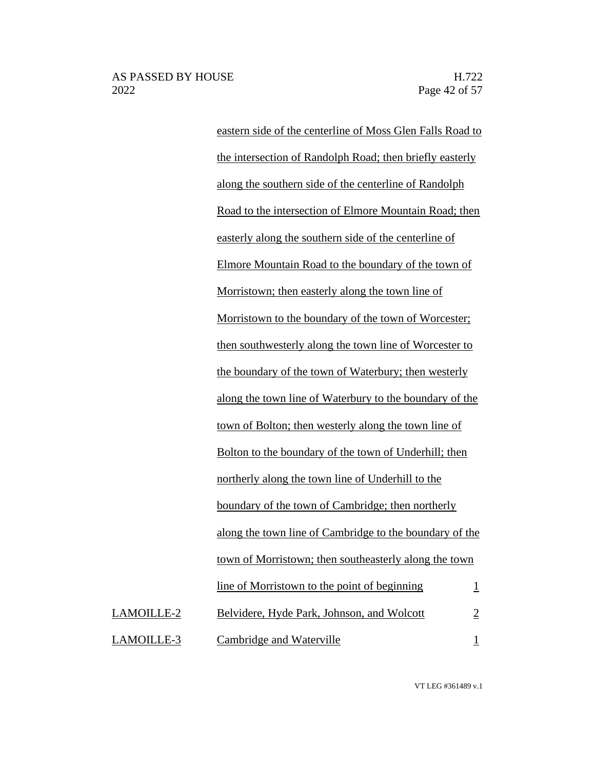| | | |
|---|---|---|
| | eastern side of the centerline of Moss Glen Falls Road to the intersection of Randolph Road; then briefly easterly along the southern side of the centerline of Randolph Road to the intersection of Elmore Mountain Road; then easterly along the southern side of the centerline of Elmore Mountain Road to the boundary of the town of Morristown; then easterly along the town line of Morristown to the boundary of the town of Worcester; then southwesterly along the town line of Worcester to the boundary of the town of Waterbury; then westerly along the town line of Waterbury to the boundary of the town of Bolton; then westerly along the town line of Bolton to the boundary of the town of Underhill; then northerly along the town line of Underhill to the boundary of the town of Cambridge; then northerly along the town line of Cambridge to the boundary of the town of Morristown; then southeasterly along the town line of Morristown to the point of beginning | 1 |
| LAMOILLE-2 | Belvidere, Hyde Park, Johnson, and Wolcott | 2 |
| LAMOILLE-3 | Cambridge and Waterville | 1 |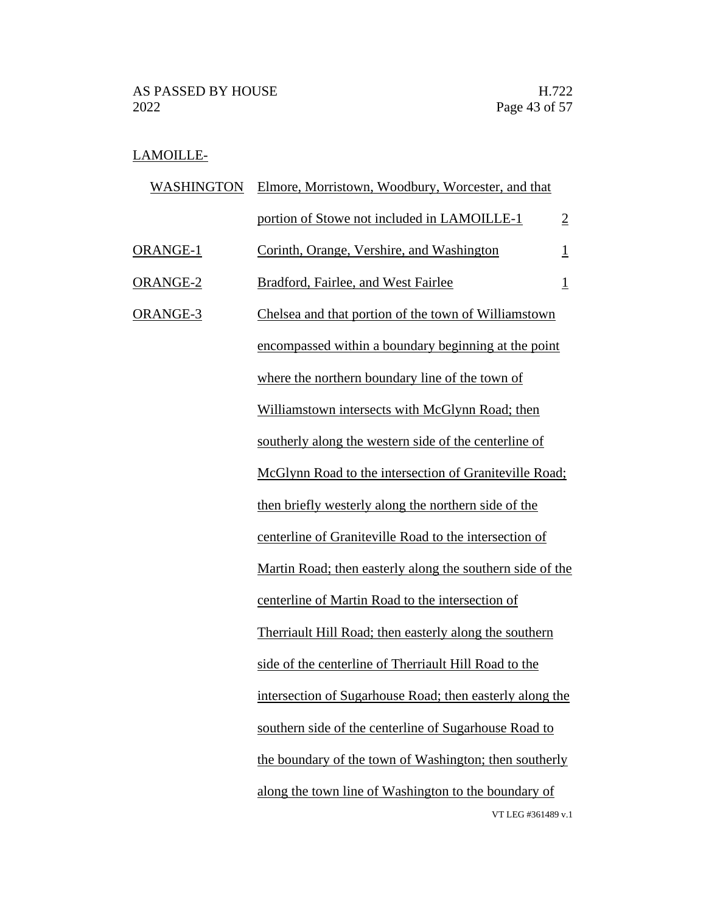| District | Towns | Seats |
|---|---|---|
| LAMOILLE-WASHINGTON | Elmore, Morristown, Woodbury, Worcester, and that portion of Stowe not included in LAMOILLE-1 | 2 |
| ORANGE-1 | Corinth, Orange, Vershire, and Washington | 1 |
| ORANGE-2 | Bradford, Fairlee, and West Fairlee | 1 |
| ORANGE-3 | Chelsea and that portion of the town of Williamstown encompassed within a boundary beginning at the point where the northern boundary line of the town of Williamstown intersects with McGlynn Road; then southerly along the western side of the centerline of McGlynn Road to the intersection of Graniteville Road; then briefly westerly along the northern side of the centerline of Graniteville Road to the intersection of Martin Road; then easterly along the southern side of the centerline of Martin Road to the intersection of Therriault Hill Road; then easterly along the southern side of the centerline of Therriault Hill Road to the intersection of Sugarhouse Road; then easterly along the southern side of the centerline of Sugarhouse Road to the boundary of the town of Washington; then southerly along the town line of Washington to the boundary of | |

VT LEG #361489 v.1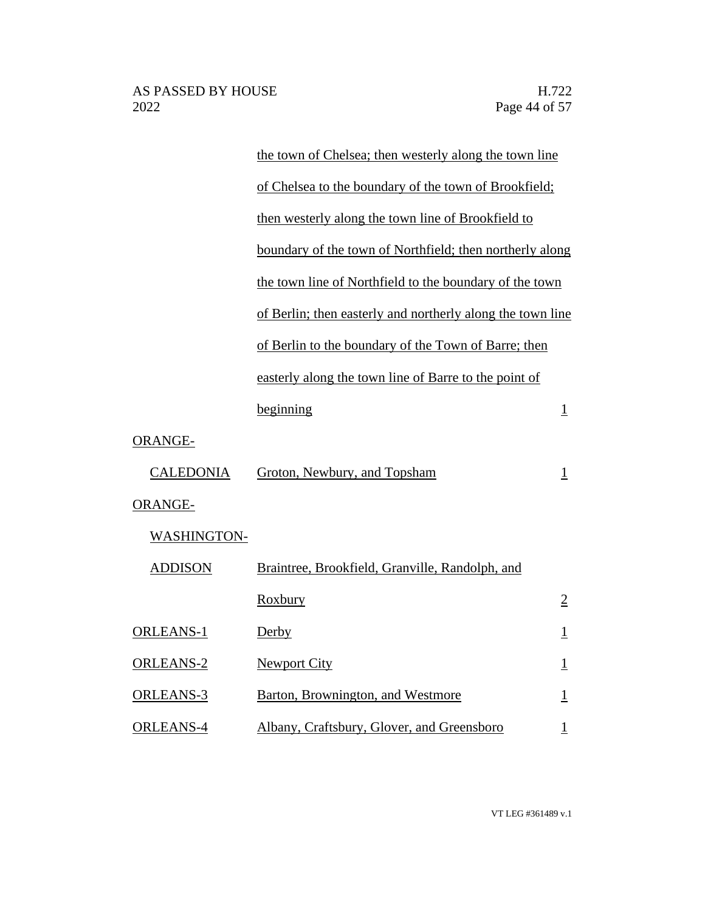| | | |
|---|---|---|
| | the town of Chelsea; then westerly along the town line of Chelsea to the boundary of the town of Brookfield; then westerly along the town line of Brookfield to boundary of the town of Northfield; then northerly along the town line of Northfield to the boundary of the town of Berlin; then easterly and northerly along the town line of Berlin to the boundary of the Town of Barre; then easterly along the town line of Barre to the point of beginning | 1 |
| ORANGE-CALEDONIA | Groton, Newbury, and Topsham | 1 |
| ORANGE-WASHINGTON-ADDISON | Braintree, Brookfield, Granville, Randolph, and Roxbury | 2 |
| ORLEANS-1 | Derby | 1 |
| ORLEANS-2 | Newport City | 1 |
| ORLEANS-3 | Barton, Brownington, and Westmore | 1 |
| ORLEANS-4 | Albany, Craftsbury, Glover, and Greensboro | 1 |

VT LEG #361489 v.1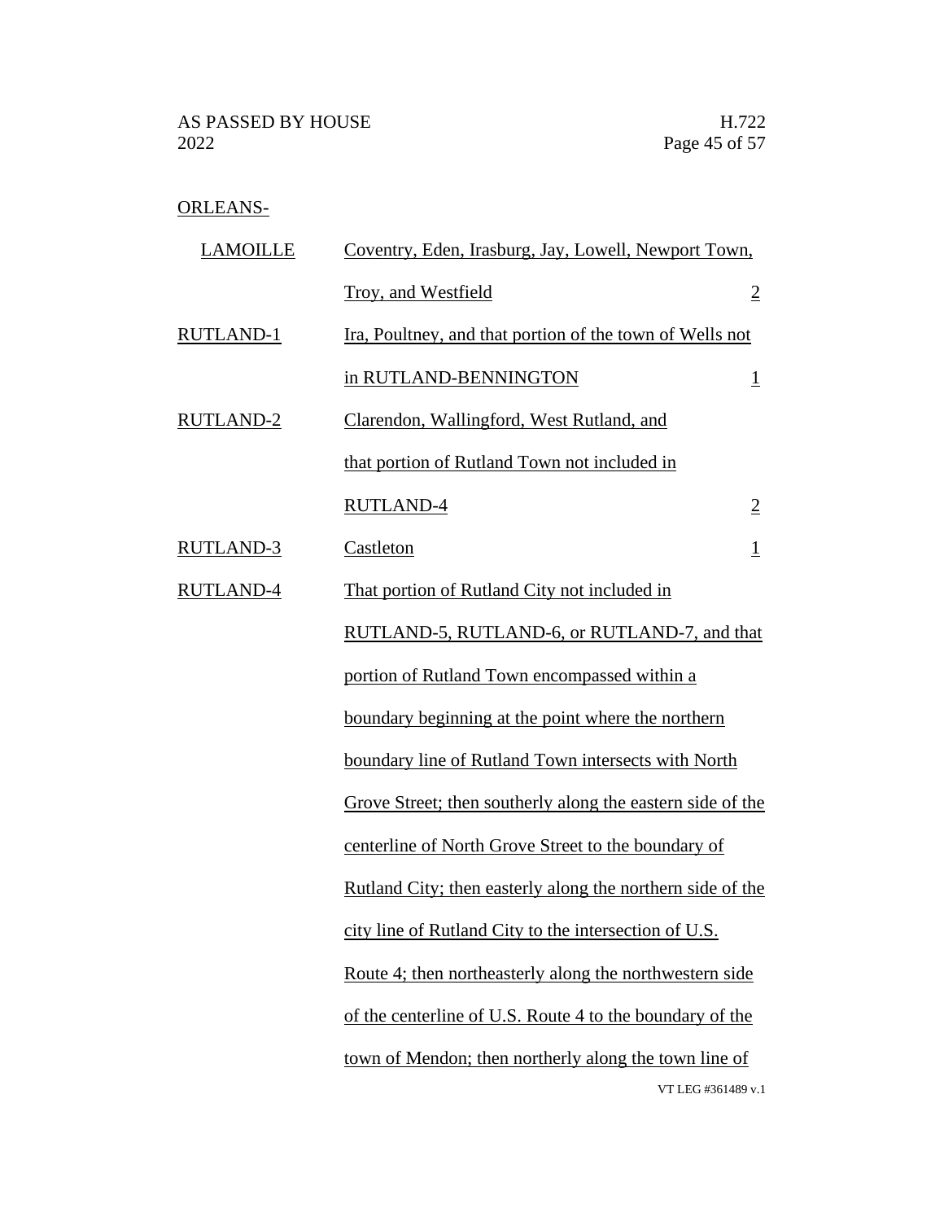| District | Towns | Representatives |
|---|---|---|
| ORLEANS-LAMOILLE | Coventry, Eden, Irasburg, Jay, Lowell, Newport Town, Troy, and Westfield | 2 |
| RUTLAND-1 | Ira, Poultney, and that portion of the town of Wells not in RUTLAND-BENNINGTON | 1 |
| RUTLAND-2 | Clarendon, Wallingford, West Rutland, and that portion of Rutland Town not included in RUTLAND-4 | 2 |
| RUTLAND-3 | Castleton | 1 |
| RUTLAND-4 | That portion of Rutland City not included in RUTLAND-5, RUTLAND-6, or RUTLAND-7, and that portion of Rutland Town encompassed within a boundary beginning at the point where the northern boundary line of Rutland Town intersects with North Grove Street; then southerly along the eastern side of the centerline of North Grove Street to the boundary of Rutland City; then easterly along the northern side of the city line of Rutland City to the intersection of U.S. Route 4; then northeasterly along the northwestern side of the centerline of U.S. Route 4 to the boundary of the town of Mendon; then northerly along the town line of | |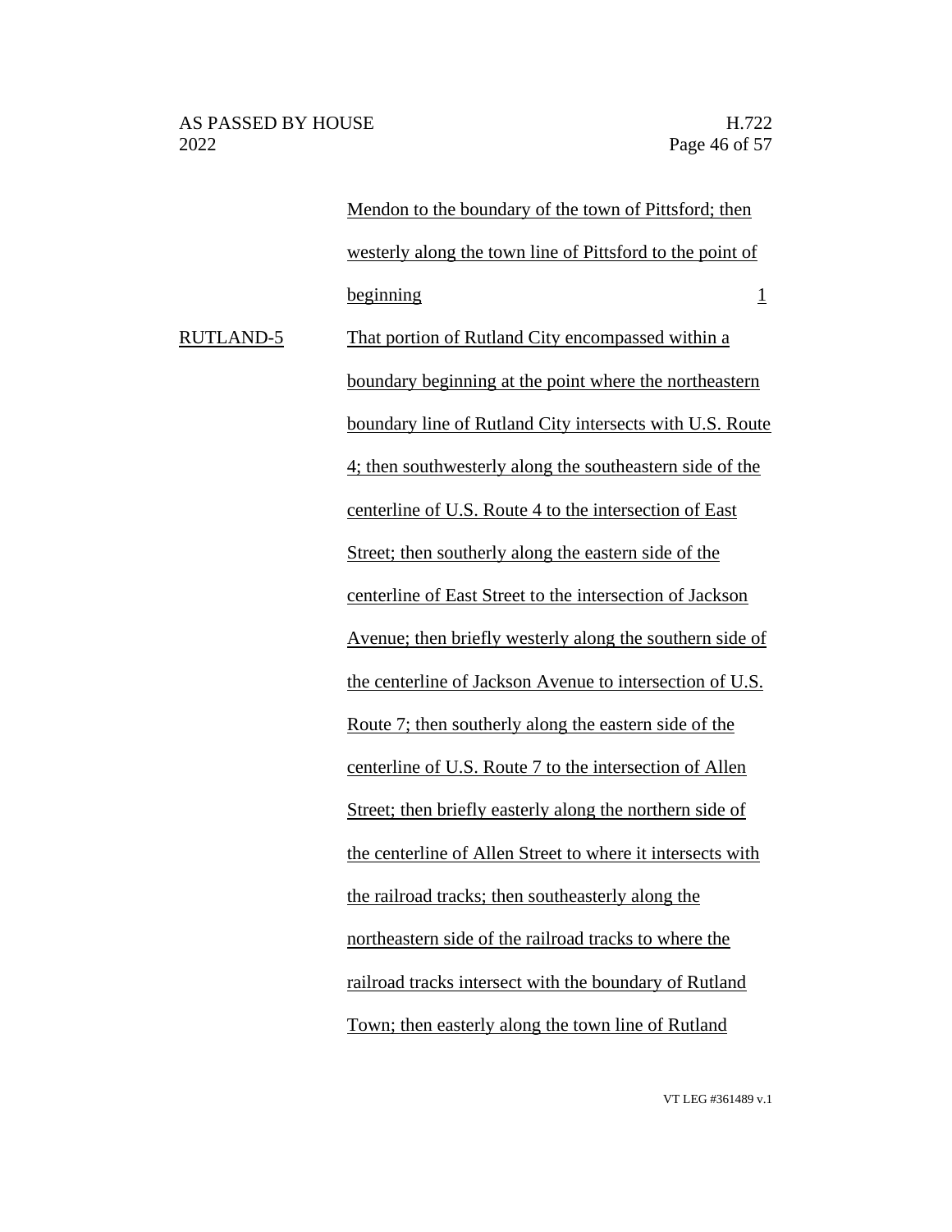| | | |
|---|---|---|
| | Mendon to the boundary of the town of Pittsford; then westerly along the town line of Pittsford to the point of beginning | 1 |
| RUTLAND-5 | That portion of Rutland City encompassed within a boundary beginning at the point where the northeastern boundary line of Rutland City intersects with U.S. Route 4; then southwesterly along the southeastern side of the centerline of U.S. Route 4 to the intersection of East Street; then southerly along the eastern side of the centerline of East Street to the intersection of Jackson Avenue; then briefly westerly along the southern side of the centerline of Jackson Avenue to intersection of U.S. Route 7; then southerly along the eastern side of the centerline of U.S. Route 7 to the intersection of Allen Street; then briefly easterly along the northern side of the centerline of Allen Street to where it intersects with the railroad tracks; then southeasterly along the northeastern side of the railroad tracks to where the railroad tracks intersect with the boundary of Rutland Town; then easterly along the town line of Rutland | |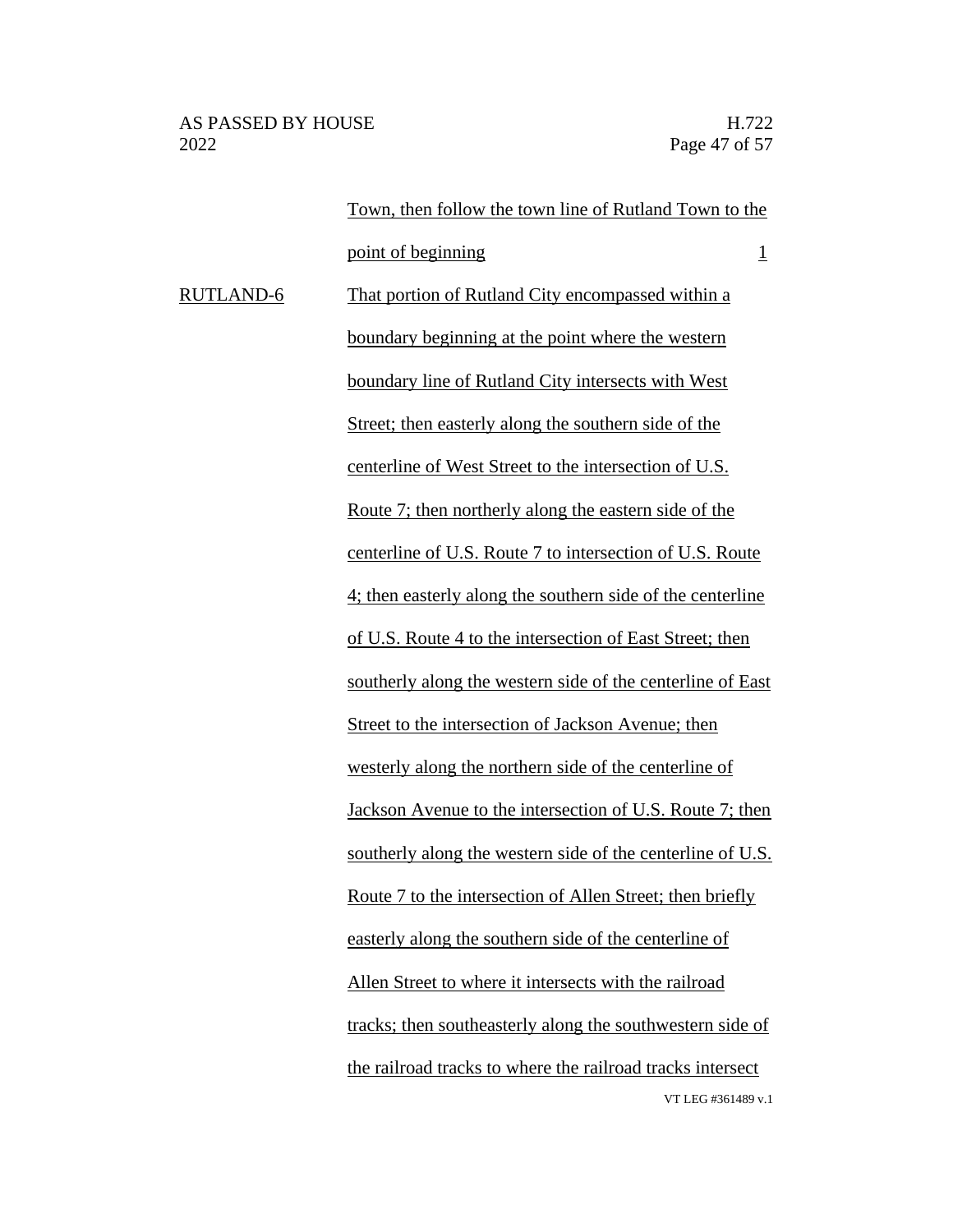| | | |
|---|---|---|
| | Town, then follow the town line of Rutland Town to the point of beginning | 1 |
| RUTLAND-6 | That portion of Rutland City encompassed within a boundary beginning at the point where the western boundary line of Rutland City intersects with West Street; then easterly along the southern side of the centerline of West Street to the intersection of U.S. Route 7; then northerly along the eastern side of the centerline of U.S. Route 7 to intersection of U.S. Route 4; then easterly along the southern side of the centerline of U.S. Route 4 to the intersection of East Street; then southerly along the western side of the centerline of East Street to the intersection of Jackson Avenue; then westerly along the northern side of the centerline of Jackson Avenue to the intersection of U.S. Route 7; then southerly along the western side of the centerline of U.S. Route 7 to the intersection of Allen Street; then briefly easterly along the southern side of the centerline of Allen Street to where it intersects with the railroad tracks; then southeasterly along the southwestern side of the railroad tracks to where the railroad tracks intersect | |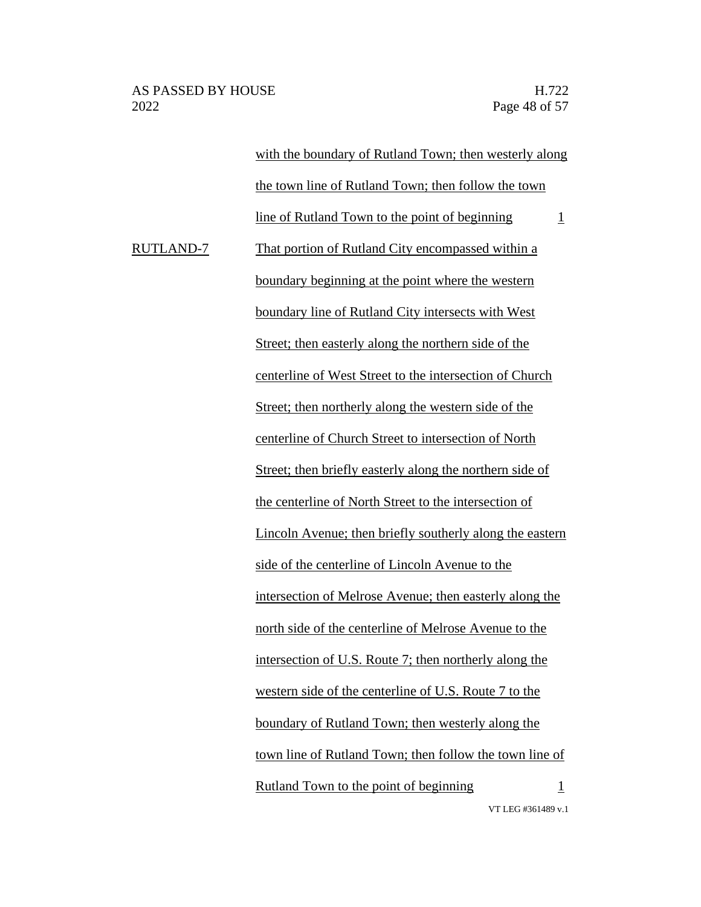| | | |
|---|---|---|
| | with the boundary of Rutland Town; then westerly along the town line of Rutland Town; then follow the town line of Rutland Town to the point of beginning | 1 |
| RUTLAND-7 | That portion of Rutland City encompassed within a boundary beginning at the point where the western boundary line of Rutland City intersects with West Street; then easterly along the northern side of the centerline of West Street to the intersection of Church Street; then northerly along the western side of the centerline of Church Street to intersection of North Street; then briefly easterly along the northern side of the centerline of North Street to the intersection of Lincoln Avenue; then briefly southerly along the eastern side of the centerline of Lincoln Avenue to the intersection of Melrose Avenue; then easterly along the north side of the centerline of Melrose Avenue to the intersection of U.S. Route 7; then northerly along the western side of the centerline of U.S. Route 7 to the boundary of Rutland Town; then westerly along the town line of Rutland Town; then follow the town line of Rutland Town to the point of beginning | 1 |

VT LEG #361489 v.1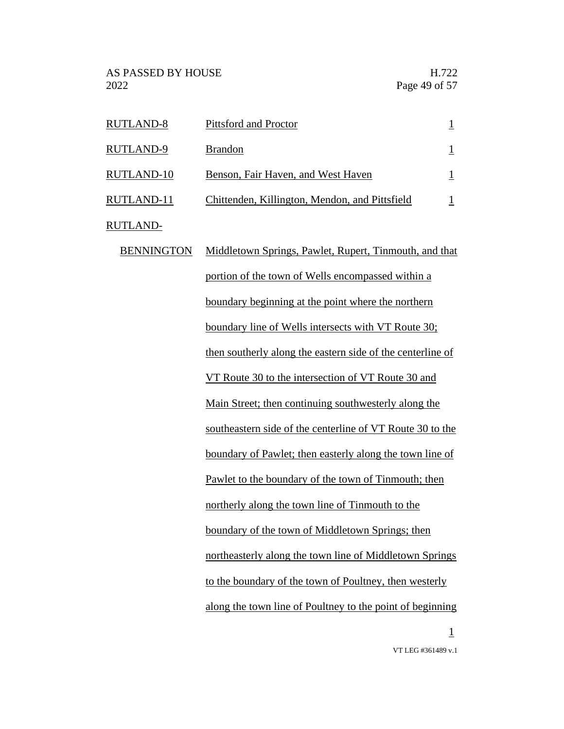| | | |
|---|---|---|
| RUTLAND-8 | Pittsford and Proctor | 1 |
| RUTLAND-9 | Brandon | 1 |
| RUTLAND-10 | Benson, Fair Haven, and West Haven | 1 |
| RUTLAND-11 | Chittenden, Killington, Mendon, and Pittsfield | 1 |
| RUTLAND-BENNINGTON | Middletown Springs, Pawlet, Rupert, Tinmouth, and that portion of the town of Wells encompassed within a boundary beginning at the point where the northern boundary line of Wells intersects with VT Route 30; then southerly along the eastern side of the centerline of VT Route 30 to the intersection of VT Route 30 and Main Street; then continuing southwesterly along the southeastern side of the centerline of VT Route 30 to the boundary of Pawlet; then easterly along the town line of Pawlet to the boundary of the town of Tinmouth; then northerly along the town line of Tinmouth to the boundary of the town of Middletown Springs; then northeasterly along the town line of Middletown Springs to the boundary of the town of Poultney, then westerly along the town line of Poultney to the point of beginning | 1 |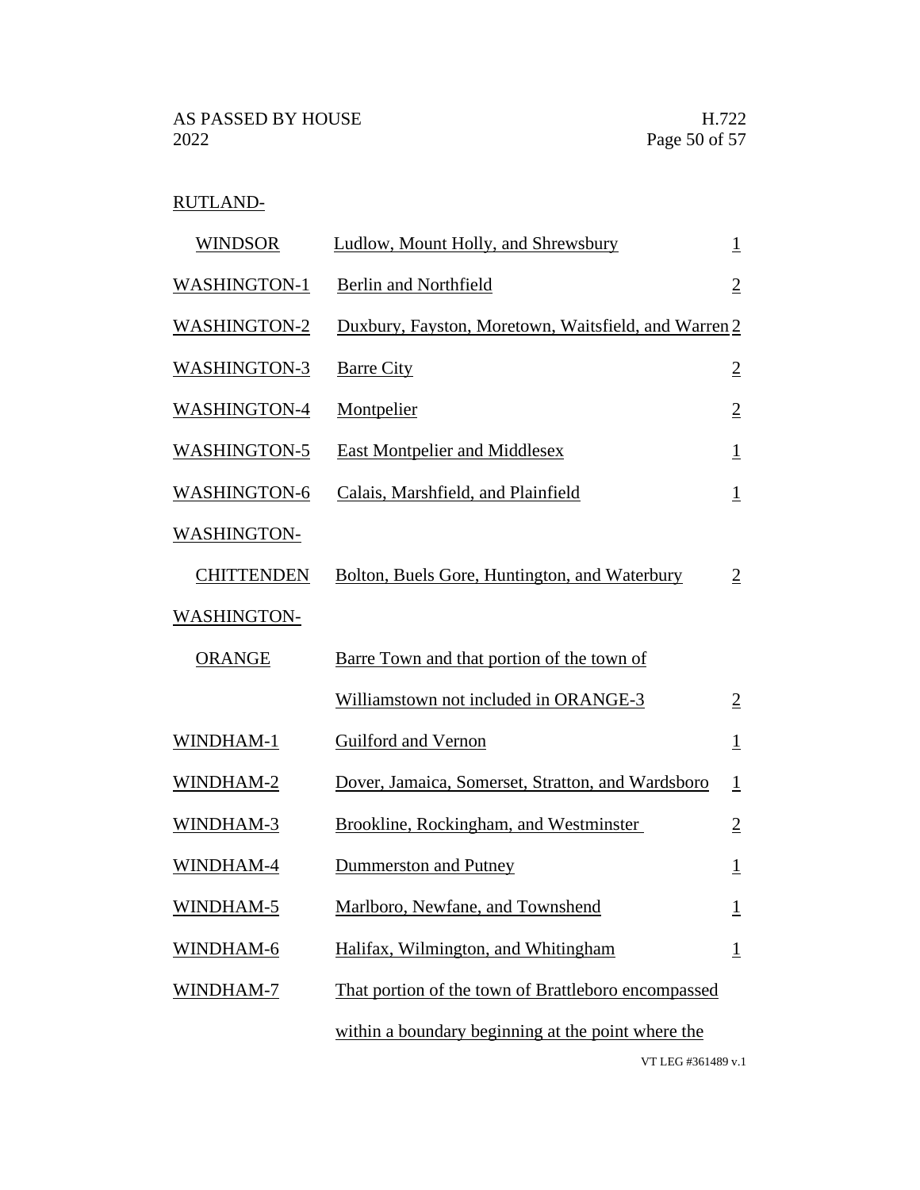| | | |
|---|---|---|
| RUTLAND-WINDSOR | Ludlow, Mount Holly, and Shrewsbury | 1 |
| WASHINGTON-1 | Berlin and Northfield | 2 |
| WASHINGTON-2 | Duxbury, Fayston, Moretown, Waitsfield, and Warren | 2 |
| WASHINGTON-3 | Barre City | 2 |
| WASHINGTON-4 | Montpelier | 2 |
| WASHINGTON-5 | East Montpelier and Middlesex | 1 |
| WASHINGTON-6 | Calais, Marshfield, and Plainfield | 1 |
| WASHINGTON-CHITTENDEN | Bolton, Buels Gore, Huntington, and Waterbury | 2 |
| WASHINGTON-ORANGE | Barre Town and that portion of the town of Williamstown not included in ORANGE-3 | 2 |
| WINDHAM-1 | Guilford and Vernon | 1 |
| WINDHAM-2 | Dover, Jamaica, Somerset, Stratton, and Wardsboro | 1 |
| WINDHAM-3 | Brookline, Rockingham, and Westminster | 2 |
| WINDHAM-4 | Dummerston and Putney | 1 |
| WINDHAM-5 | Marlboro, Newfane, and Townshend | 1 |
| WINDHAM-6 | Halifax, Wilmington, and Whitingham | 1 |
| WINDHAM-7 | That portion of the town of Brattleboro encompassed within a boundary beginning at the point where the | |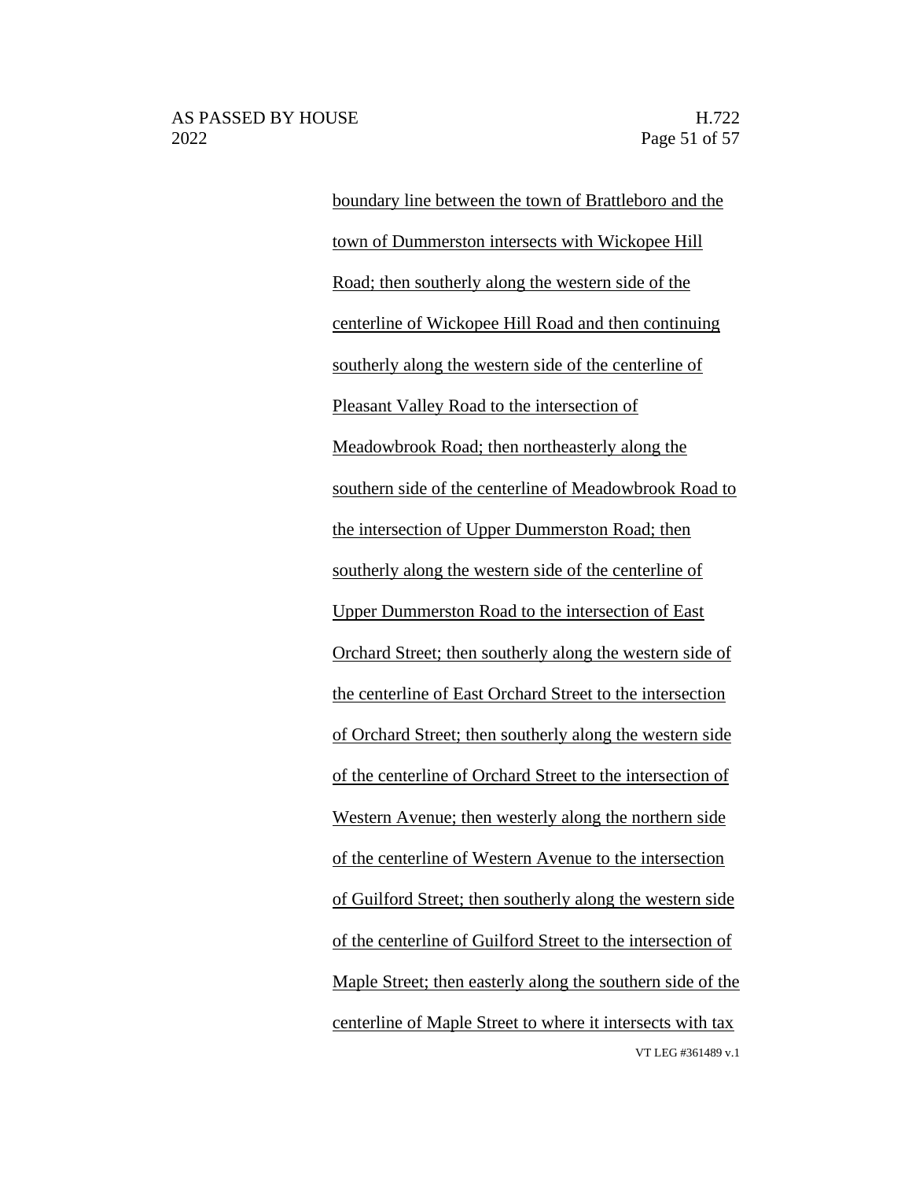boundary line between the town of Brattleboro and the town of Dummerston intersects with Wickopee Hill Road; then southerly along the western side of the centerline of Wickopee Hill Road and then continuing southerly along the western side of the centerline of Pleasant Valley Road to the intersection of Meadowbrook Road; then northeasterly along the southern side of the centerline of Meadowbrook Road to the intersection of Upper Dummerston Road; then southerly along the western side of the centerline of Upper Dummerston Road to the intersection of East Orchard Street; then southerly along the western side of the centerline of East Orchard Street to the intersection of Orchard Street; then southerly along the western side of the centerline of Orchard Street to the intersection of Western Avenue; then westerly along the northern side of the centerline of Western Avenue to the intersection of Guilford Street; then southerly along the western side of the centerline of Guilford Street to the intersection of Maple Street; then easterly along the southern side of the centerline of Maple Street to where it intersects with tax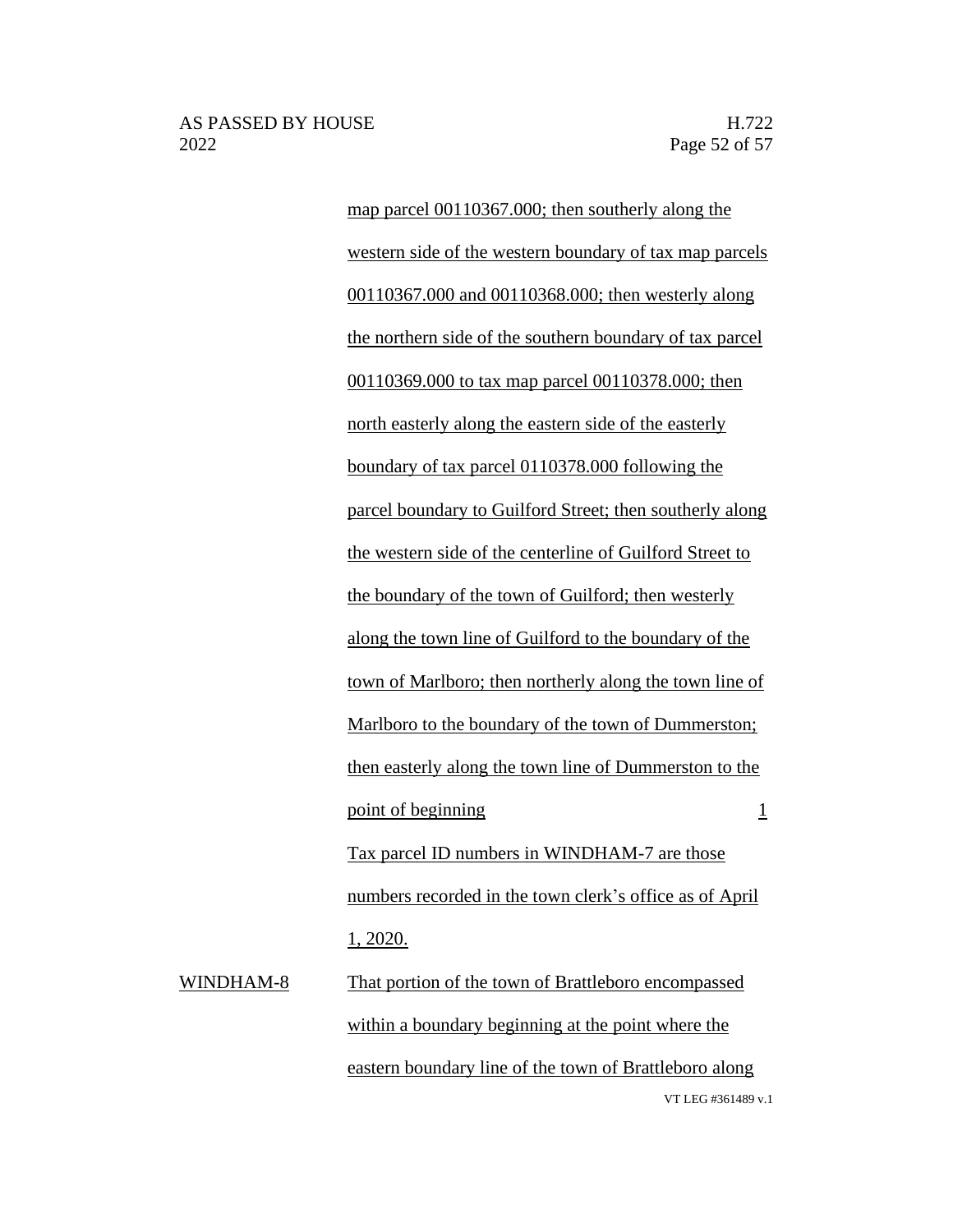map parcel 00110367.000; then southerly along the western side of the western boundary of tax map parcels 00110367.000 and 00110368.000; then westerly along the northern side of the southern boundary of tax parcel 00110369.000 to tax map parcel 00110378.000; then north easterly along the eastern side of the easterly boundary of tax parcel 0110378.000 following the parcel boundary to Guilford Street; then southerly along the western side of the centerline of Guilford Street to the boundary of the town of Guilford; then westerly along the town line of Guilford to the boundary of the town of Marlboro; then northerly along the town line of Marlboro to the boundary of the town of Dummerston; then easterly along the town line of Dummerston to the point of beginning 1

Tax parcel ID numbers in WINDHAM-7 are those numbers recorded in the town clerk's office as of April 1, 2020.

WINDHAM-8 That portion of the town of Brattleboro encompassed within a boundary beginning at the point where the eastern boundary line of the town of Brattleboro along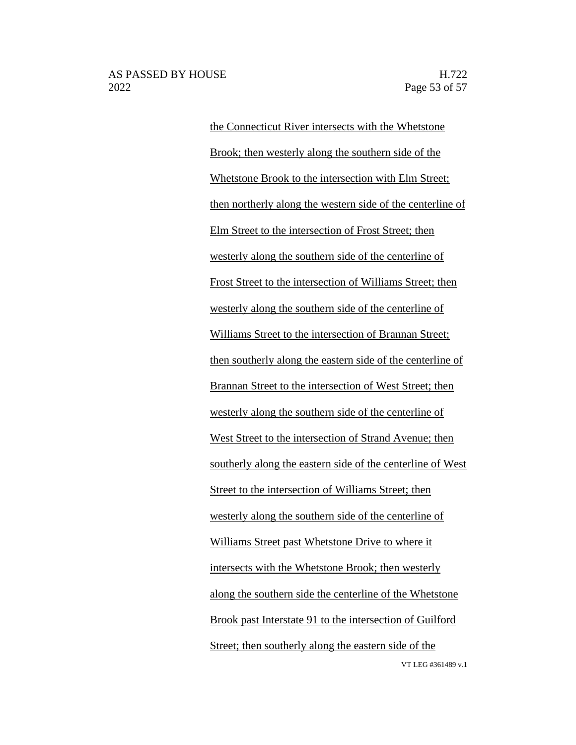the Connecticut River intersects with the Whetstone Brook; then westerly along the southern side of the Whetstone Brook to the intersection with Elm Street; then northerly along the western side of the centerline of Elm Street to the intersection of Frost Street; then westerly along the southern side of the centerline of Frost Street to the intersection of Williams Street; then westerly along the southern side of the centerline of Williams Street to the intersection of Brannan Street; then southerly along the eastern side of the centerline of Brannan Street to the intersection of West Street; then westerly along the southern side of the centerline of West Street to the intersection of Strand Avenue; then southerly along the eastern side of the centerline of West Street to the intersection of Williams Street; then westerly along the southern side of the centerline of Williams Street past Whetstone Drive to where it intersects with the Whetstone Brook; then westerly along the southern side the centerline of the Whetstone Brook past Interstate 91 to the intersection of Guilford Street; then southerly along the eastern side of the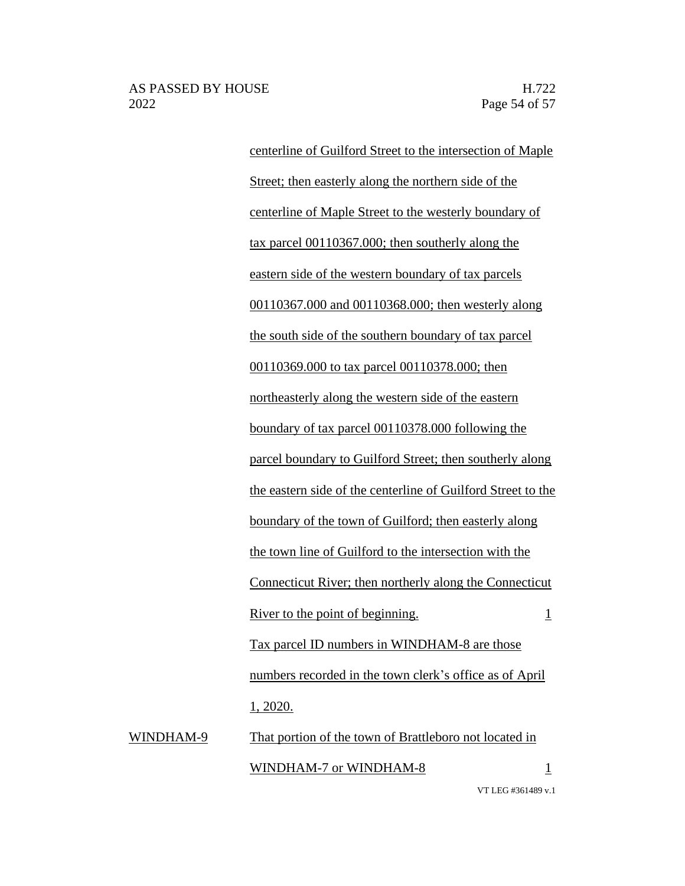| | | |
|---|---|---|
| | centerline of Guilford Street to the intersection of Maple Street; then easterly along the northern side of the centerline of Maple Street to the westerly boundary of tax parcel 00110367.000; then southerly along the eastern side of the western boundary of tax parcels 00110367.000 and 00110368.000; then westerly along the south side of the southern boundary of tax parcel 00110369.000 to tax parcel 00110378.000; then northeasterly along the western side of the eastern boundary of tax parcel 00110378.000 following the parcel boundary to Guilford Street; then southerly along the eastern side of the centerline of Guilford Street to the boundary of the town of Guilford; then easterly along the town line of Guilford to the intersection with the Connecticut River; then northerly along the Connecticut River to the point of beginning. | 1 |
| | Tax parcel ID numbers in WINDHAM-8 are those numbers recorded in the town clerk's office as of April 1, 2020. | |
| WINDHAM-9 | That portion of the town of Brattleboro not located in WINDHAM-7 or WINDHAM-8 | 1 |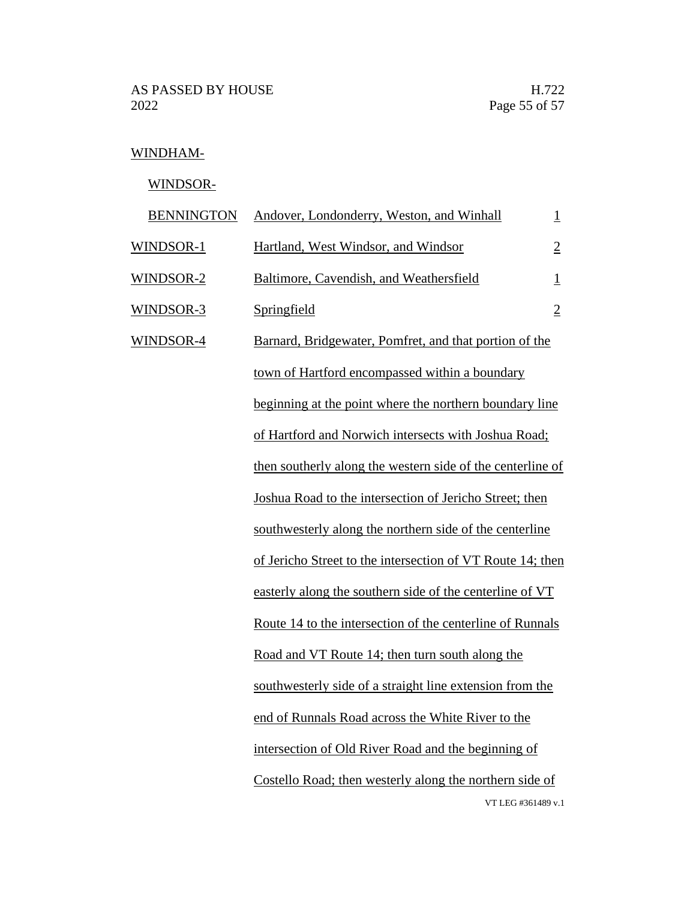| | | |
|---|---|---|
| WINDHAM-WINDSOR-BENNINGTON | Andover, Londonderry, Weston, and Winhall | 1 |
| WINDSOR-1 | Hartland, West Windsor, and Windsor | 2 |
| WINDSOR-2 | Baltimore, Cavendish, and Weathersfield | 1 |
| WINDSOR-3 | Springfield | 2 |
| WINDSOR-4 | Barnard, Bridgewater, Pomfret, and that portion of the town of Hartford encompassed within a boundary beginning at the point where the northern boundary line of Hartford and Norwich intersects with Joshua Road; then southerly along the western side of the centerline of Joshua Road to the intersection of Jericho Street; then southwesterly along the northern side of the centerline of Jericho Street to the intersection of VT Route 14; then easterly along the southern side of the centerline of VT Route 14 to the intersection of the centerline of Runnals Road and VT Route 14; then turn south along the southwesterly side of a straight line extension from the end of Runnals Road across the White River to the intersection of Old River Road and the beginning of Costello Road; then westerly along the northern side of | |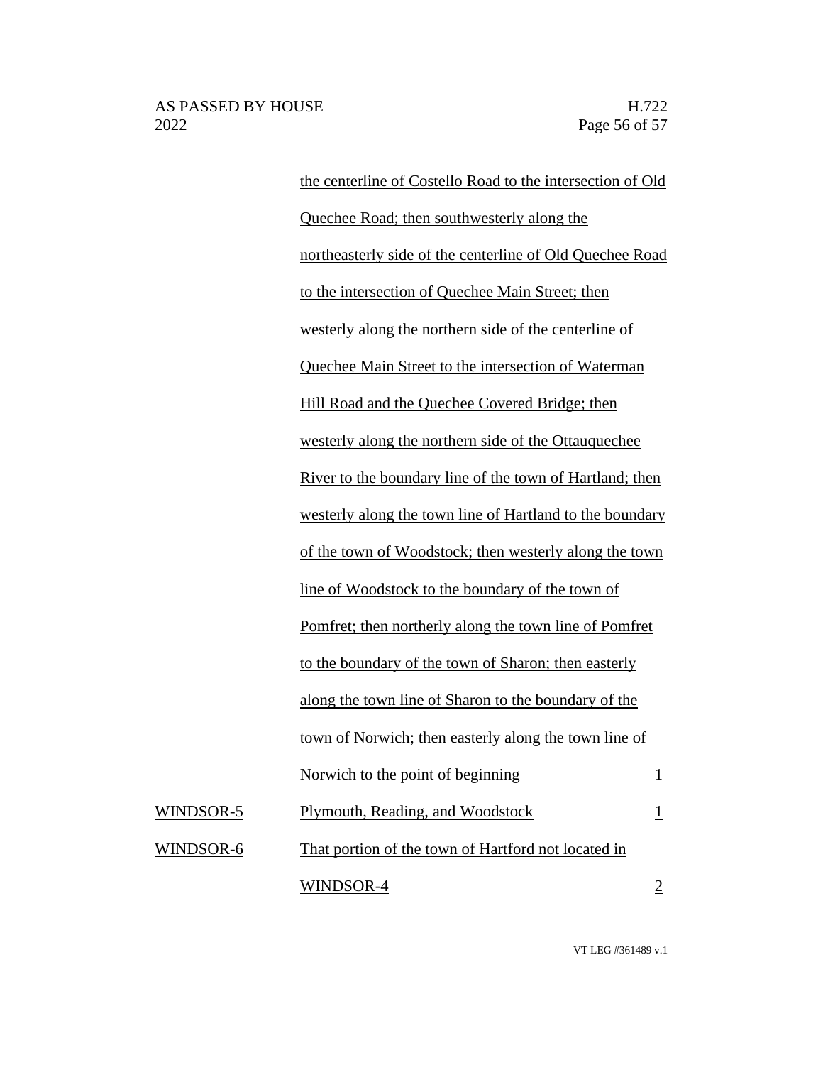| | | |
|---|---|---|
| | the centerline of Costello Road to the intersection of Old Quechee Road; then southwesterly along the northeasterly side of the centerline of Old Quechee Road to the intersection of Quechee Main Street; then westerly along the northern side of the centerline of Quechee Main Street to the intersection of Waterman Hill Road and the Quechee Covered Bridge; then westerly along the northern side of the Ottauquechee River to the boundary line of the town of Hartland; then westerly along the town line of Hartland to the boundary of the town of Woodstock; then westerly along the town line of Woodstock to the boundary of the town of Pomfret; then northerly along the town line of Pomfret to the boundary of the town of Sharon; then easterly along the town line of Sharon to the boundary of the town of Norwich; then easterly along the town line of Norwich to the point of beginning | 1 |
| WINDSOR-5 | Plymouth, Reading, and Woodstock | 1 |
| WINDSOR-6 | That portion of the town of Hartford not located in WINDSOR-4 | 2 |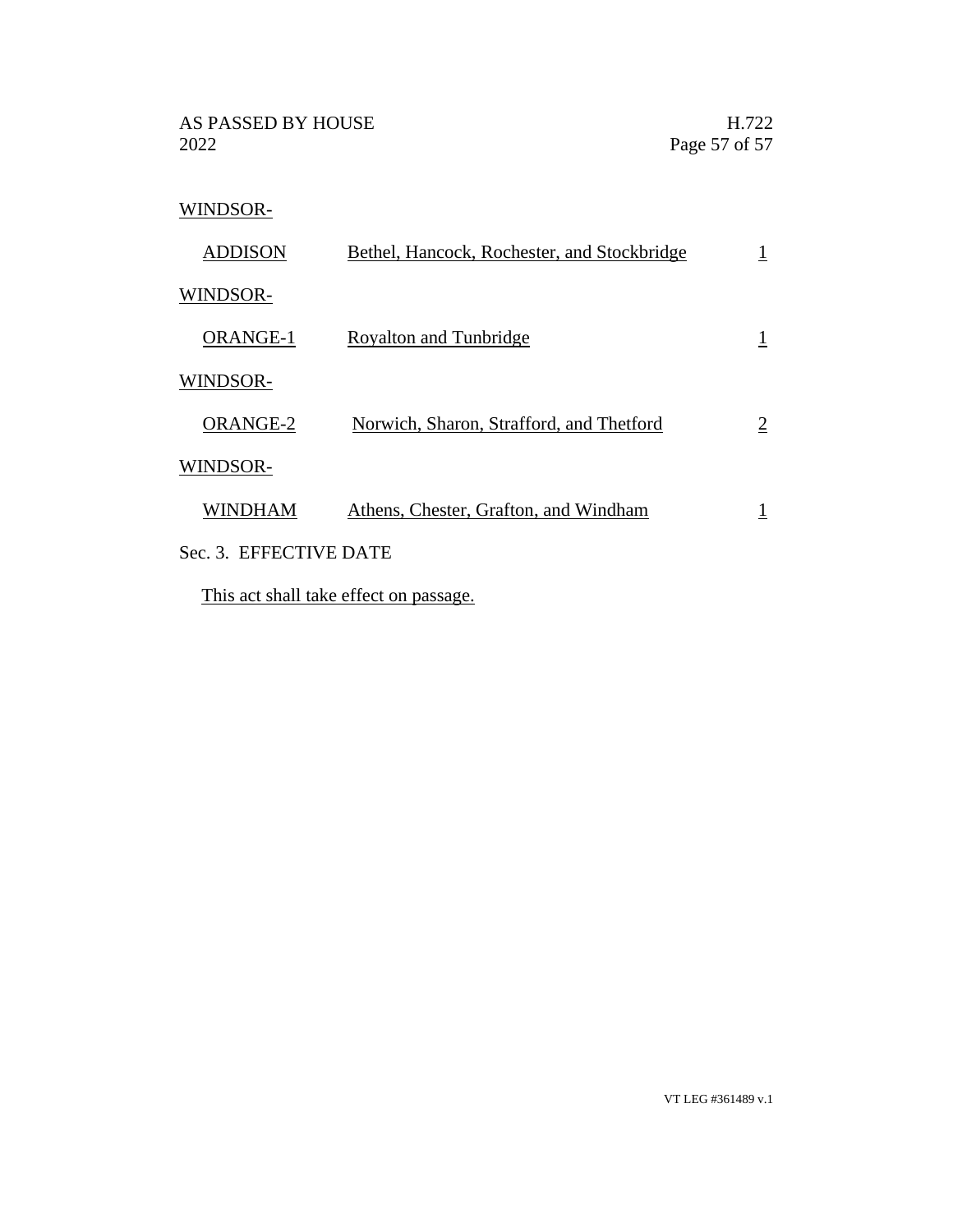| | | |
|---|---|---|
| WINDSOR- | | |
| ADDISON | Bethel, Hancock, Rochester, and Stockbridge | 1 |
| WINDSOR- | | |
| ORANGE-1 | Royalton and Tunbridge | 1 |
| WINDSOR- | | |
| ORANGE-2 | Norwich, Sharon, Strafford, and Thetford | 2 |
| WINDSOR- | | |
| WINDHAM | Athens, Chester, Grafton, and Windham | 1 |

Sec. 3. EFFECTIVE DATE

This act shall take effect on passage.